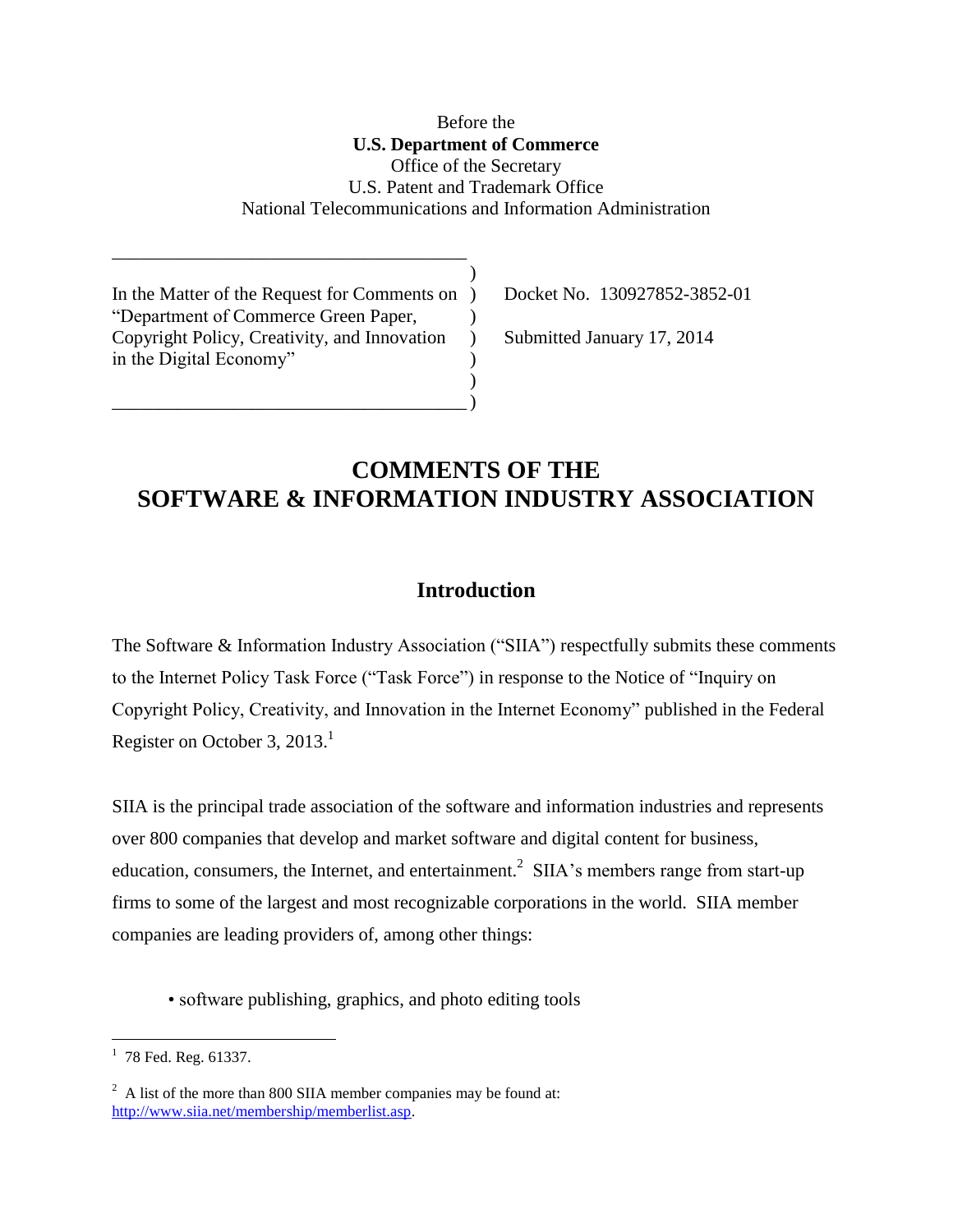Before the
**U.S. Department of Commerce**
Office of the Secretary
U.S. Patent and Trademark Office
National Telecommunications and Information Administration

---

In the Matter of the Request for Comments on "Department of Commerce Green Paper, Copyright Policy, Creativity, and Innovation in the Digital Economy"

Docket No. 130927852-3852-01

Submitted January 17, 2014

---

# COMMENTS OF THE SOFTWARE & INFORMATION INDUSTRY ASSOCIATION

## Introduction

The Software & Information Industry Association ("SIIA") respectfully submits these comments to the Internet Policy Task Force ("Task Force") in response to the Notice of "Inquiry on Copyright Policy, Creativity, and Innovation in the Internet Economy" published in the Federal Register on October 3, 2013.[1]

SIIA is the principal trade association of the software and information industries and represents over 800 companies that develop and market software and digital content for business, education, consumers, the Internet, and entertainment.[2] SIIA's members range from start-up firms to some of the largest and most recognizable corporations in the world. SIIA member companies are leading providers of, among other things:

- software publishing, graphics, and photo editing tools

---

[1] 78 Fed. Reg. 61337.

[2] A list of the more than 800 SIIA member companies may be found at: http://www.siia.net/membership/memberlist.asp.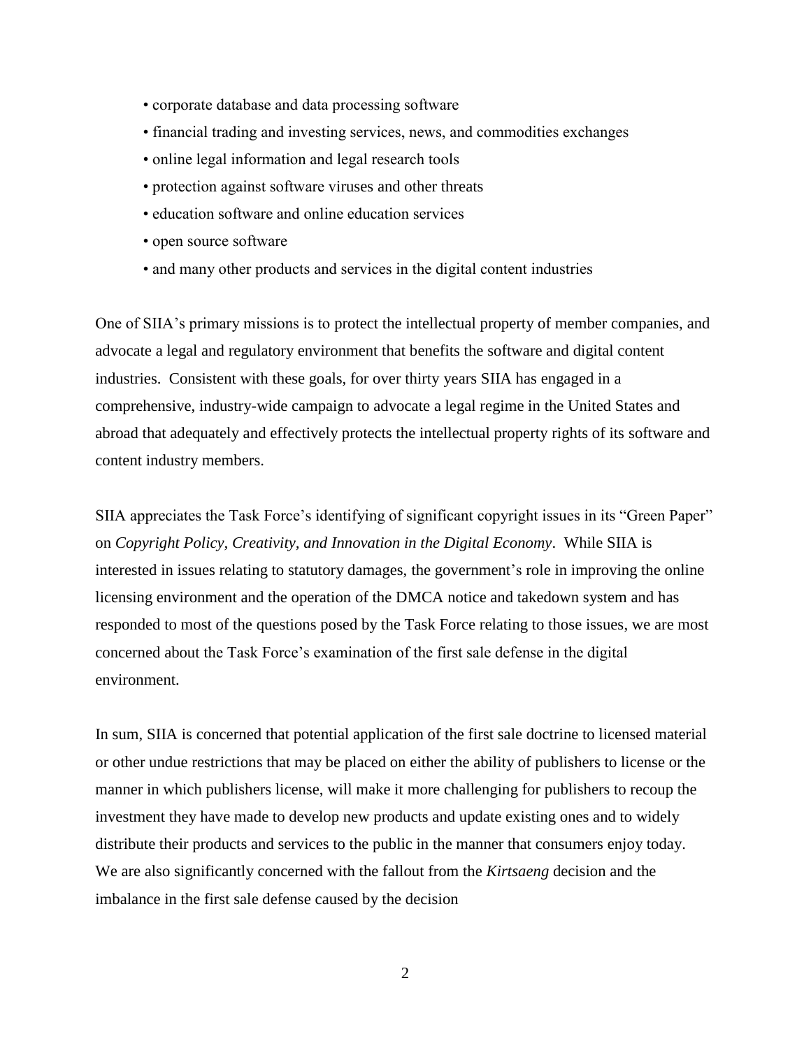- corporate database and data processing software
- financial trading and investing services, news, and commodities exchanges
- online legal information and legal research tools
- protection against software viruses and other threats
- education software and online education services
- open source software
- and many other products and services in the digital content industries

One of SIIA's primary missions is to protect the intellectual property of member companies, and advocate a legal and regulatory environment that benefits the software and digital content industries. Consistent with these goals, for over thirty years SIIA has engaged in a comprehensive, industry-wide campaign to advocate a legal regime in the United States and abroad that adequately and effectively protects the intellectual property rights of its software and content industry members.

SIIA appreciates the Task Force's identifying of significant copyright issues in its "Green Paper" on *Copyright Policy, Creativity, and Innovation in the Digital Economy*. While SIIA is interested in issues relating to statutory damages, the government's role in improving the online licensing environment and the operation of the DMCA notice and takedown system and has responded to most of the questions posed by the Task Force relating to those issues, we are most concerned about the Task Force's examination of the first sale defense in the digital environment.

In sum, SIIA is concerned that potential application of the first sale doctrine to licensed material or other undue restrictions that may be placed on either the ability of publishers to license or the manner in which publishers license, will make it more challenging for publishers to recoup the investment they have made to develop new products and update existing ones and to widely distribute their products and services to the public in the manner that consumers enjoy today. We are also significantly concerned with the fallout from the *Kirtsaeng* decision and the imbalance in the first sale defense caused by the decision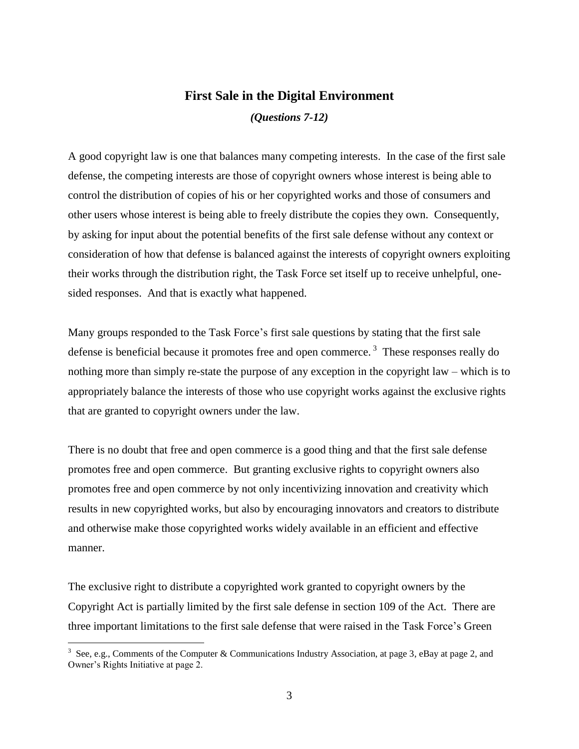## First Sale in the Digital Environment

***(Questions 7-12)***

A good copyright law is one that balances many competing interests. In the case of the first sale defense, the competing interests are those of copyright owners whose interest is being able to control the distribution of copies of his or her copyrighted works and those of consumers and other users whose interest is being able to freely distribute the copies they own. Consequently, by asking for input about the potential benefits of the first sale defense without any context or consideration of how that defense is balanced against the interests of copyright owners exploiting their works through the distribution right, the Task Force set itself up to receive unhelpful, one-sided responses. And that is exactly what happened.

Many groups responded to the Task Force's first sale questions by stating that the first sale defense is beneficial because it promotes free and open commerce. [3] These responses really do nothing more than simply re-state the purpose of any exception in the copyright law – which is to appropriately balance the interests of those who use copyright works against the exclusive rights that are granted to copyright owners under the law.

There is no doubt that free and open commerce is a good thing and that the first sale defense promotes free and open commerce. But granting exclusive rights to copyright owners also promotes free and open commerce by not only incentivizing innovation and creativity which results in new copyrighted works, but also by encouraging innovators and creators to distribute and otherwise make those copyrighted works widely available in an efficient and effective manner.

The exclusive right to distribute a copyrighted work granted to copyright owners by the Copyright Act is partially limited by the first sale defense in section 109 of the Act. There are three important limitations to the first sale defense that were raised in the Task Force's Green

[3] See, e.g., Comments of the Computer & Communications Industry Association, at page 3, eBay at page 2, and Owner's Rights Initiative at page 2.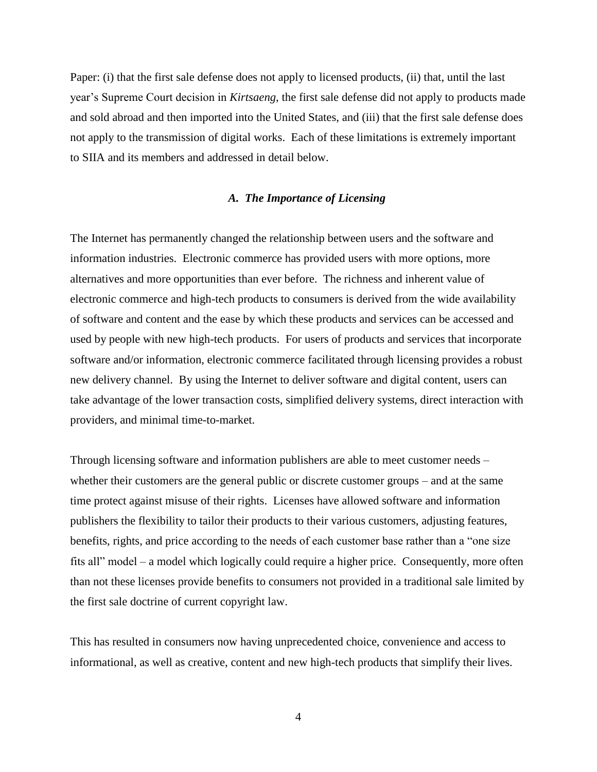Paper: (i) that the first sale defense does not apply to licensed products, (ii) that, until the last year's Supreme Court decision in *Kirtsaeng*, the first sale defense did not apply to products made and sold abroad and then imported into the United States, and (iii) that the first sale defense does not apply to the transmission of digital works. Each of these limitations is extremely important to SIIA and its members and addressed in detail below.

### *A. The Importance of Licensing*

The Internet has permanently changed the relationship between users and the software and information industries. Electronic commerce has provided users with more options, more alternatives and more opportunities than ever before. The richness and inherent value of electronic commerce and high-tech products to consumers is derived from the wide availability of software and content and the ease by which these products and services can be accessed and used by people with new high-tech products. For users of products and services that incorporate software and/or information, electronic commerce facilitated through licensing provides a robust new delivery channel. By using the Internet to deliver software and digital content, users can take advantage of the lower transaction costs, simplified delivery systems, direct interaction with providers, and minimal time-to-market.

Through licensing software and information publishers are able to meet customer needs – whether their customers are the general public or discrete customer groups – and at the same time protect against misuse of their rights. Licenses have allowed software and information publishers the flexibility to tailor their products to their various customers, adjusting features, benefits, rights, and price according to the needs of each customer base rather than a "one size fits all" model – a model which logically could require a higher price. Consequently, more often than not these licenses provide benefits to consumers not provided in a traditional sale limited by the first sale doctrine of current copyright law.

This has resulted in consumers now having unprecedented choice, convenience and access to informational, as well as creative, content and new high-tech products that simplify their lives.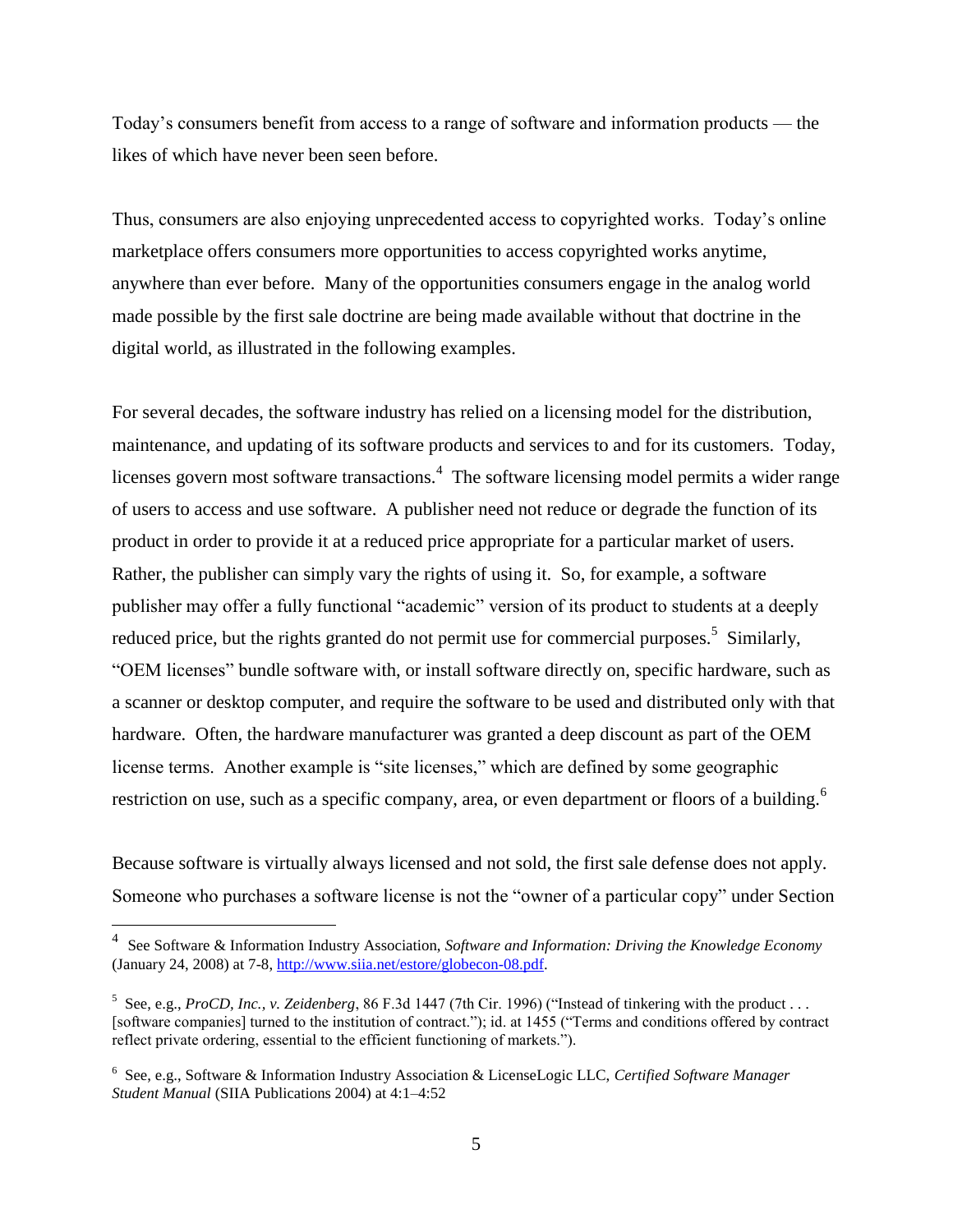Today's consumers benefit from access to a range of software and information products — the likes of which have never been seen before.

Thus, consumers are also enjoying unprecedented access to copyrighted works. Today's online marketplace offers consumers more opportunities to access copyrighted works anytime, anywhere than ever before. Many of the opportunities consumers engage in the analog world made possible by the first sale doctrine are being made available without that doctrine in the digital world, as illustrated in the following examples.

For several decades, the software industry has relied on a licensing model for the distribution, maintenance, and updating of its software products and services to and for its customers. Today, licenses govern most software transactions.[4] The software licensing model permits a wider range of users to access and use software. A publisher need not reduce or degrade the function of its product in order to provide it at a reduced price appropriate for a particular market of users. Rather, the publisher can simply vary the rights of using it. So, for example, a software publisher may offer a fully functional "academic" version of its product to students at a deeply reduced price, but the rights granted do not permit use for commercial purposes.[5] Similarly, "OEM licenses" bundle software with, or install software directly on, specific hardware, such as a scanner or desktop computer, and require the software to be used and distributed only with that hardware. Often, the hardware manufacturer was granted a deep discount as part of the OEM license terms. Another example is "site licenses," which are defined by some geographic restriction on use, such as a specific company, area, or even department or floors of a building.[6]

Because software is virtually always licensed and not sold, the first sale defense does not apply. Someone who purchases a software license is not the "owner of a particular copy" under Section

---

[4] See Software & Information Industry Association, *Software and Information: Driving the Knowledge Economy* (January 24, 2008) at 7-8, http://www.siia.net/estore/globecon-08.pdf.

[5] See, e.g., *ProCD, Inc., v. Zeidenberg*, 86 F.3d 1447 (7th Cir. 1996) ("Instead of tinkering with the product . . . [software companies] turned to the institution of contract."); id. at 1455 ("Terms and conditions offered by contract reflect private ordering, essential to the efficient functioning of markets.").

[6] See, e.g., Software & Information Industry Association & LicenseLogic LLC, *Certified Software Manager Student Manual* (SIIA Publications 2004) at 4:1–4:52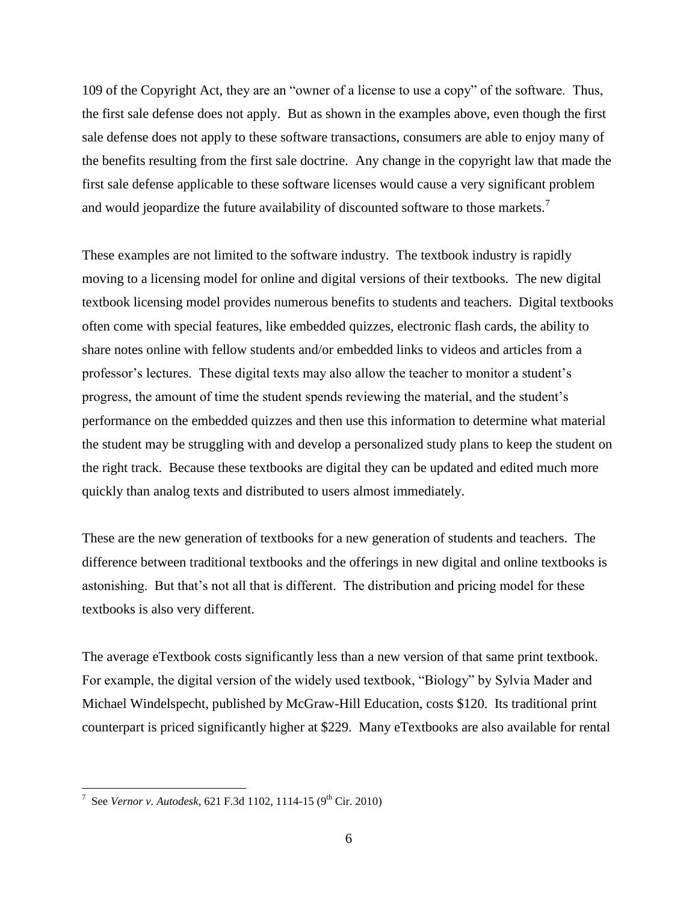109 of the Copyright Act, they are an "owner of a license to use a copy" of the software. Thus, the first sale defense does not apply. But as shown in the examples above, even though the first sale defense does not apply to these software transactions, consumers are able to enjoy many of the benefits resulting from the first sale doctrine. Any change in the copyright law that made the first sale defense applicable to these software licenses would cause a very significant problem and would jeopardize the future availability of discounted software to those markets.[7]

These examples are not limited to the software industry. The textbook industry is rapidly moving to a licensing model for online and digital versions of their textbooks. The new digital textbook licensing model provides numerous benefits to students and teachers. Digital textbooks often come with special features, like embedded quizzes, electronic flash cards, the ability to share notes online with fellow students and/or embedded links to videos and articles from a professor's lectures. These digital texts may also allow the teacher to monitor a student's progress, the amount of time the student spends reviewing the material, and the student's performance on the embedded quizzes and then use this information to determine what material the student may be struggling with and develop a personalized study plans to keep the student on the right track. Because these textbooks are digital they can be updated and edited much more quickly than analog texts and distributed to users almost immediately.

These are the new generation of textbooks for a new generation of students and teachers. The difference between traditional textbooks and the offerings in new digital and online textbooks is astonishing. But that's not all that is different. The distribution and pricing model for these textbooks is also very different.

The average eTextbook costs significantly less than a new version of that same print textbook. For example, the digital version of the widely used textbook, "Biology" by Sylvia Mader and Michael Windelspecht, published by McGraw-Hill Education, costs \$120. Its traditional print counterpart is priced significantly higher at \$229. Many eTextbooks are also available for rental

---

[7] See *Vernor v. Autodesk*, 621 F.3d 1102, 1114-15 (9th Cir. 2010)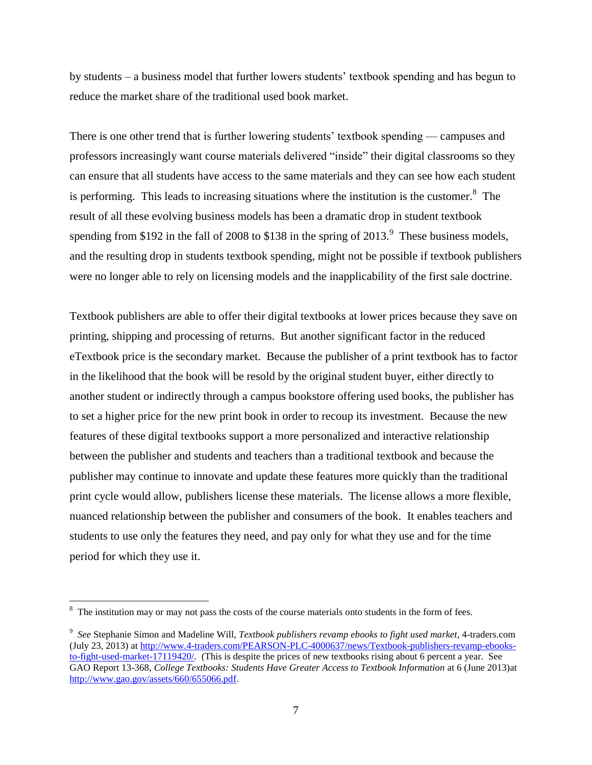by students – a business model that further lowers students' textbook spending and has begun to reduce the market share of the traditional used book market.

There is one other trend that is further lowering students' textbook spending — campuses and professors increasingly want course materials delivered "inside" their digital classrooms so they can ensure that all students have access to the same materials and they can see how each student is performing. This leads to increasing situations where the institution is the customer.[8] The result of all these evolving business models has been a dramatic drop in student textbook spending from $192 in the fall of 2008 to $138 in the spring of 2013.[9] These business models, and the resulting drop in students textbook spending, might not be possible if textbook publishers were no longer able to rely on licensing models and the inapplicability of the first sale doctrine.

Textbook publishers are able to offer their digital textbooks at lower prices because they save on printing, shipping and processing of returns. But another significant factor in the reduced eTextbook price is the secondary market. Because the publisher of a print textbook has to factor in the likelihood that the book will be resold by the original student buyer, either directly to another student or indirectly through a campus bookstore offering used books, the publisher has to set a higher price for the new print book in order to recoup its investment. Because the new features of these digital textbooks support a more personalized and interactive relationship between the publisher and students and teachers than a traditional textbook and because the publisher may continue to innovate and update these features more quickly than the traditional print cycle would allow, publishers license these materials. The license allows a more flexible, nuanced relationship between the publisher and consumers of the book. It enables teachers and students to use only the features they need, and pay only for what they use and for the time period for which they use it.

---

[8] The institution may or may not pass the costs of the course materials onto students in the form of fees.

[9] *See* Stephanie Simon and Madeline Will, *Textbook publishers revamp ebooks to fight used market*, 4-traders.com (July 23, 2013) at http://www.4-traders.com/PEARSON-PLC-4000637/news/Textbook-publishers-revamp-ebooks-to-fight-used-market-17119420/. (This is despite the prices of new textbooks rising about 6 percent a year. See GAO Report 13-368, *College Textbooks: Students Have Greater Access to Textbook Information* at 6 (June 2013)at http://www.gao.gov/assets/660/655066.pdf.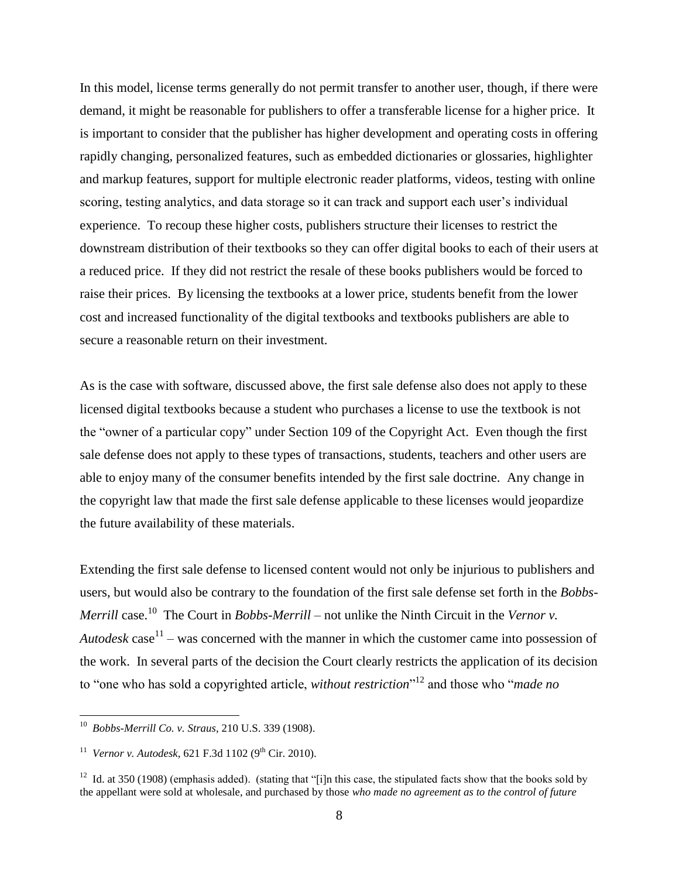In this model, license terms generally do not permit transfer to another user, though, if there were demand, it might be reasonable for publishers to offer a transferable license for a higher price. It is important to consider that the publisher has higher development and operating costs in offering rapidly changing, personalized features, such as embedded dictionaries or glossaries, highlighter and markup features, support for multiple electronic reader platforms, videos, testing with online scoring, testing analytics, and data storage so it can track and support each user's individual experience. To recoup these higher costs, publishers structure their licenses to restrict the downstream distribution of their textbooks so they can offer digital books to each of their users at a reduced price. If they did not restrict the resale of these books publishers would be forced to raise their prices. By licensing the textbooks at a lower price, students benefit from the lower cost and increased functionality of the digital textbooks and textbooks publishers are able to secure a reasonable return on their investment.

As is the case with software, discussed above, the first sale defense also does not apply to these licensed digital textbooks because a student who purchases a license to use the textbook is not the "owner of a particular copy" under Section 109 of the Copyright Act. Even though the first sale defense does not apply to these types of transactions, students, teachers and other users are able to enjoy many of the consumer benefits intended by the first sale doctrine. Any change in the copyright law that made the first sale defense applicable to these licenses would jeopardize the future availability of these materials.

Extending the first sale defense to licensed content would not only be injurious to publishers and users, but would also be contrary to the foundation of the first sale defense set forth in the *Bobbs-Merrill* case.[10] The Court in *Bobbs-Merrill* – not unlike the Ninth Circuit in the *Vernor v. Autodesk* case[11] – was concerned with the manner in which the customer came into possession of the work. In several parts of the decision the Court clearly restricts the application of its decision to "one who has sold a copyrighted article, *without restriction*"[12] and those who "*made no*

---

[10] *Bobbs-Merrill Co. v. Straus*, 210 U.S. 339 (1908).

[11] *Vernor v. Autodesk*, 621 F.3d 1102 (9th Cir. 2010).

[12] Id. at 350 (1908) (emphasis added). (stating that "[i]n this case, the stipulated facts show that the books sold by the appellant were sold at wholesale, and purchased by those *who made no agreement as to the control of future*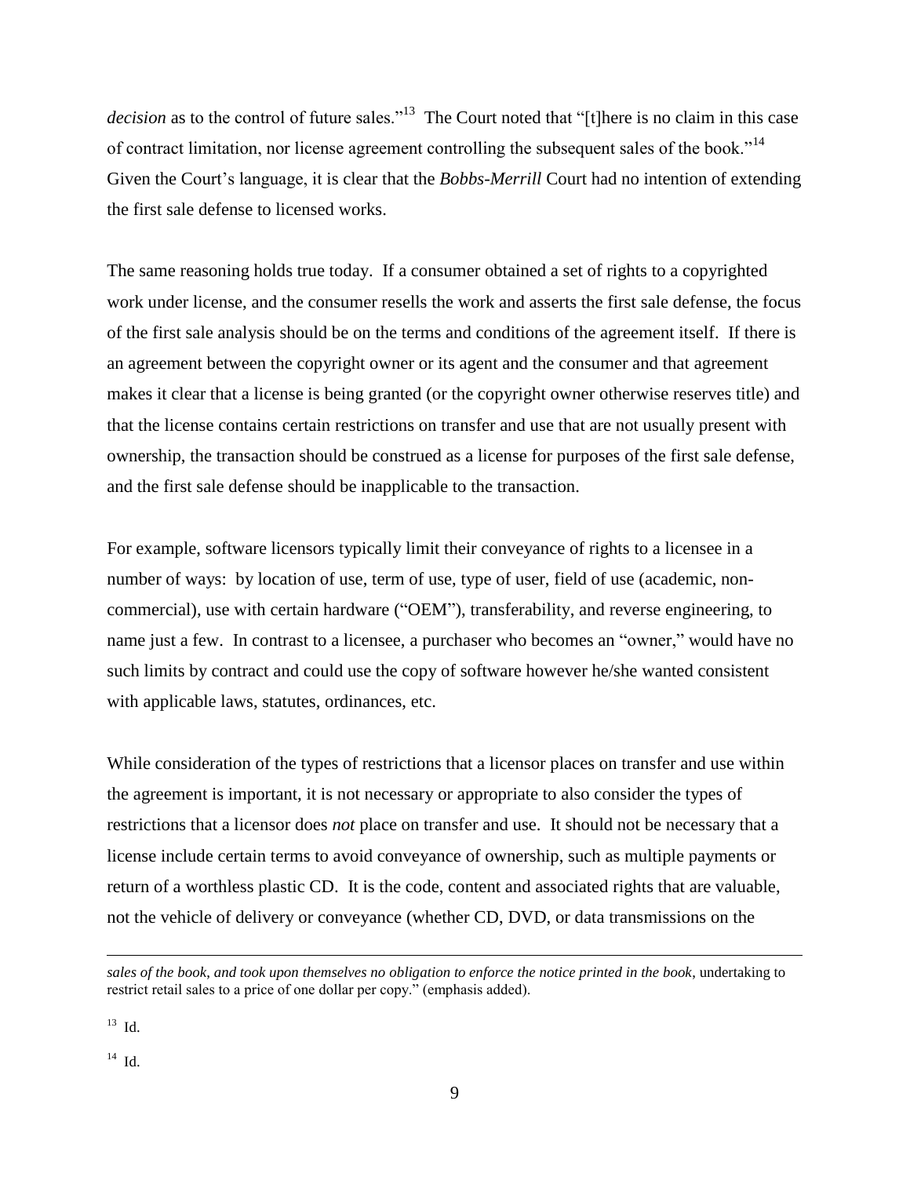*decision* as to the control of future sales."[13] The Court noted that "[t]here is no claim in this case of contract limitation, nor license agreement controlling the subsequent sales of the book."[14] Given the Court's language, it is clear that the *Bobbs-Merrill* Court had no intention of extending the first sale defense to licensed works.

The same reasoning holds true today. If a consumer obtained a set of rights to a copyrighted work under license, and the consumer resells the work and asserts the first sale defense, the focus of the first sale analysis should be on the terms and conditions of the agreement itself. If there is an agreement between the copyright owner or its agent and the consumer and that agreement makes it clear that a license is being granted (or the copyright owner otherwise reserves title) and that the license contains certain restrictions on transfer and use that are not usually present with ownership, the transaction should be construed as a license for purposes of the first sale defense, and the first sale defense should be inapplicable to the transaction.

For example, software licensors typically limit their conveyance of rights to a licensee in a number of ways: by location of use, term of use, type of user, field of use (academic, non-commercial), use with certain hardware ("OEM"), transferability, and reverse engineering, to name just a few. In contrast to a licensee, a purchaser who becomes an "owner," would have no such limits by contract and could use the copy of software however he/she wanted consistent with applicable laws, statutes, ordinances, etc.

While consideration of the types of restrictions that a licensor places on transfer and use within the agreement is important, it is not necessary or appropriate to also consider the types of restrictions that a licensor does *not* place on transfer and use. It should not be necessary that a license include certain terms to avoid conveyance of ownership, such as multiple payments or return of a worthless plastic CD. It is the code, content and associated rights that are valuable, not the vehicle of delivery or conveyance (whether CD, DVD, or data transmissions on the

---

*sales of the book, and took upon themselves no obligation to enforce the notice printed in the book*, undertaking to restrict retail sales to a price of one dollar per copy." (emphasis added).

[13] Id.

[14] Id.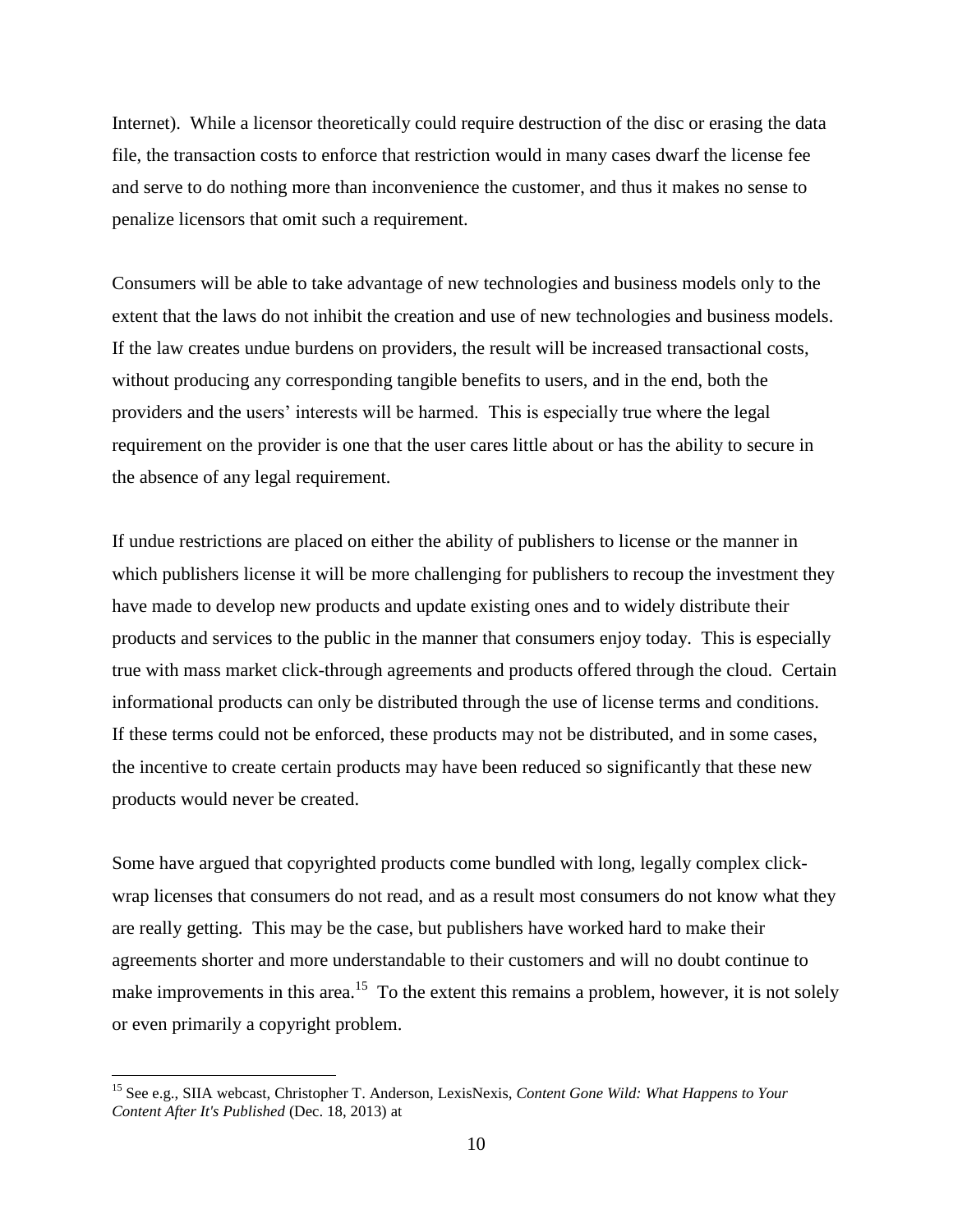Internet). While a licensor theoretically could require destruction of the disc or erasing the data file, the transaction costs to enforce that restriction would in many cases dwarf the license fee and serve to do nothing more than inconvenience the customer, and thus it makes no sense to penalize licensors that omit such a requirement.

Consumers will be able to take advantage of new technologies and business models only to the extent that the laws do not inhibit the creation and use of new technologies and business models. If the law creates undue burdens on providers, the result will be increased transactional costs, without producing any corresponding tangible benefits to users, and in the end, both the providers and the users' interests will be harmed. This is especially true where the legal requirement on the provider is one that the user cares little about or has the ability to secure in the absence of any legal requirement.

If undue restrictions are placed on either the ability of publishers to license or the manner in which publishers license it will be more challenging for publishers to recoup the investment they have made to develop new products and update existing ones and to widely distribute their products and services to the public in the manner that consumers enjoy today. This is especially true with mass market click-through agreements and products offered through the cloud. Certain informational products can only be distributed through the use of license terms and conditions. If these terms could not be enforced, these products may not be distributed, and in some cases, the incentive to create certain products may have been reduced so significantly that these new products would never be created.

Some have argued that copyrighted products come bundled with long, legally complex click-wrap licenses that consumers do not read, and as a result most consumers do not know what they are really getting. This may be the case, but publishers have worked hard to make their agreements shorter and more understandable to their customers and will no doubt continue to make improvements in this area.[15] To the extent this remains a problem, however, it is not solely or even primarily a copyright problem.

---

[15] See e.g., SIIA webcast, Christopher T. Anderson, LexisNexis, *Content Gone Wild: What Happens to Your Content After It's Published* (Dec. 18, 2013) at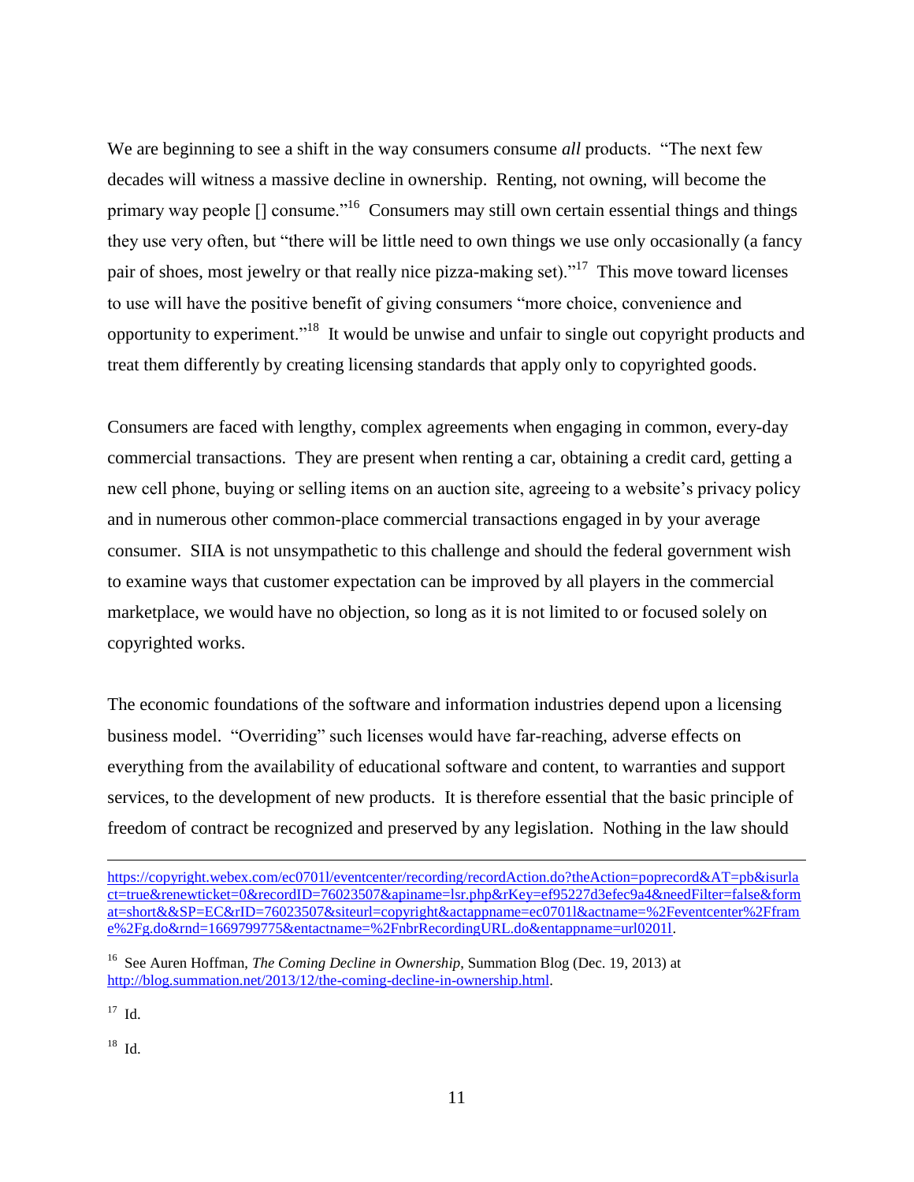We are beginning to see a shift in the way consumers consume *all* products. "The next few decades will witness a massive decline in ownership. Renting, not owning, will become the primary way people [] consume."[16] Consumers may still own certain essential things and things they use very often, but "there will be little need to own things we use only occasionally (a fancy pair of shoes, most jewelry or that really nice pizza-making set)."[17] This move toward licenses to use will have the positive benefit of giving consumers "more choice, convenience and opportunity to experiment."[18] It would be unwise and unfair to single out copyright products and treat them differently by creating licensing standards that apply only to copyrighted goods.

Consumers are faced with lengthy, complex agreements when engaging in common, every-day commercial transactions. They are present when renting a car, obtaining a credit card, getting a new cell phone, buying or selling items on an auction site, agreeing to a website's privacy policy and in numerous other common-place commercial transactions engaged in by your average consumer. SIIA is not unsympathetic to this challenge and should the federal government wish to examine ways that customer expectation can be improved by all players in the commercial marketplace, we would have no objection, so long as it is not limited to or focused solely on copyrighted works.

The economic foundations of the software and information industries depend upon a licensing business model. "Overriding" such licenses would have far-reaching, adverse effects on everything from the availability of educational software and content, to warranties and support services, to the development of new products. It is therefore essential that the basic principle of freedom of contract be recognized and preserved by any legislation. Nothing in the law should

---

https://copyright.webex.com/ec0701l/eventcenter/recording/recordAction.do?theAction=poprecord&AT=pb&isurlact=true&renewticket=0&recordID=76023507&apiname=lsr.php&rKey=ef95227d3efec9a4&needFilter=false&format=short&&SP=EC&rID=76023507&siteurl=copyright&actappname=ec0701l&actname=%2Feventcenter%2Fframe%2Fg.do&rnd=1669799775&entactname=%2FnbrRecordingURL.do&entappname=url0201l.

[16] See Auren Hoffman, *The Coming Decline in Ownership*, Summation Blog (Dec. 19, 2013) at http://blog.summation.net/2013/12/the-coming-decline-in-ownership.html.

[17] Id.

[18] Id.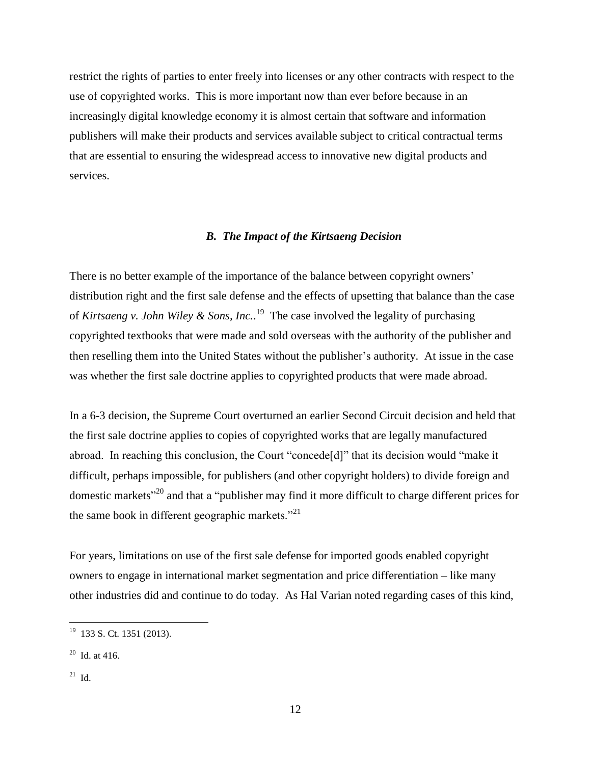restrict the rights of parties to enter freely into licenses or any other contracts with respect to the use of copyrighted works. This is more important now than ever before because in an increasingly digital knowledge economy it is almost certain that software and information publishers will make their products and services available subject to critical contractual terms that are essential to ensuring the widespread access to innovative new digital products and services.

### *B. The Impact of the Kirtsaeng Decision*

There is no better example of the importance of the balance between copyright owners' distribution right and the first sale defense and the effects of upsetting that balance than the case of *Kirtsaeng v. John Wiley & Sons, Inc.*.[19] The case involved the legality of purchasing copyrighted textbooks that were made and sold overseas with the authority of the publisher and then reselling them into the United States without the publisher's authority. At issue in the case was whether the first sale doctrine applies to copyrighted products that were made abroad.

In a 6-3 decision, the Supreme Court overturned an earlier Second Circuit decision and held that the first sale doctrine applies to copies of copyrighted works that are legally manufactured abroad. In reaching this conclusion, the Court "concede[d]" that its decision would "make it difficult, perhaps impossible, for publishers (and other copyright holders) to divide foreign and domestic markets"[20] and that a "publisher may find it more difficult to charge different prices for the same book in different geographic markets."[21]

For years, limitations on use of the first sale defense for imported goods enabled copyright owners to engage in international market segmentation and price differentiation – like many other industries did and continue to do today. As Hal Varian noted regarding cases of this kind,

---

[19] 133 S. Ct. 1351 (2013).

[20] Id. at 416.

[21] Id.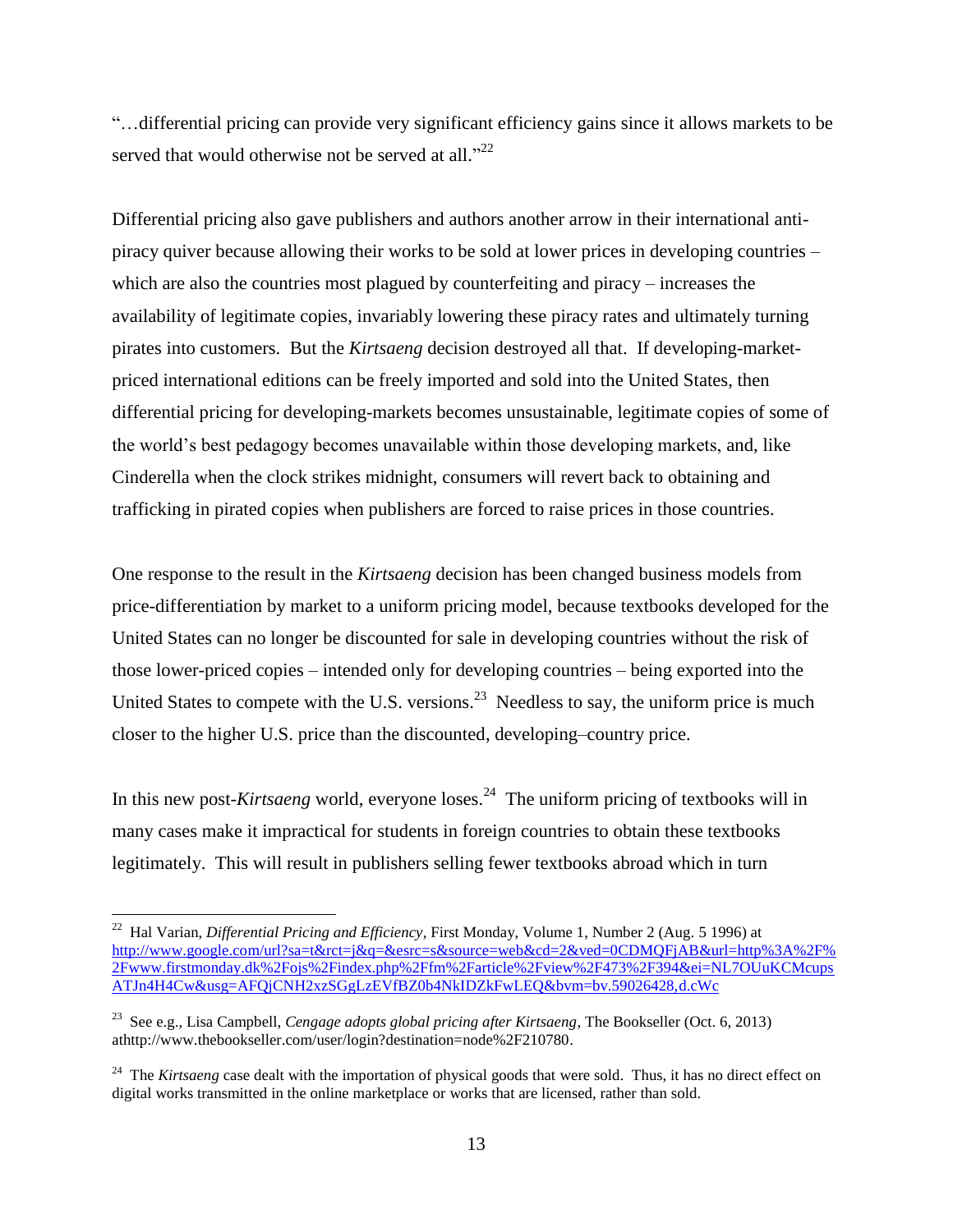"…differential pricing can provide very significant efficiency gains since it allows markets to be served that would otherwise not be served at all."[22]

Differential pricing also gave publishers and authors another arrow in their international anti-piracy quiver because allowing their works to be sold at lower prices in developing countries – which are also the countries most plagued by counterfeiting and piracy – increases the availability of legitimate copies, invariably lowering these piracy rates and ultimately turning pirates into customers. But the *Kirtsaeng* decision destroyed all that. If developing-market-priced international editions can be freely imported and sold into the United States, then differential pricing for developing-markets becomes unsustainable, legitimate copies of some of the world's best pedagogy becomes unavailable within those developing markets, and, like Cinderella when the clock strikes midnight, consumers will revert back to obtaining and trafficking in pirated copies when publishers are forced to raise prices in those countries.

One response to the result in the *Kirtsaeng* decision has been changed business models from price-differentiation by market to a uniform pricing model, because textbooks developed for the United States can no longer be discounted for sale in developing countries without the risk of those lower-priced copies – intended only for developing countries – being exported into the United States to compete with the U.S. versions.[23] Needless to say, the uniform price is much closer to the higher U.S. price than the discounted, developing–country price.

In this new post-*Kirtsaeng* world, everyone loses.[24] The uniform pricing of textbooks will in many cases make it impractical for students in foreign countries to obtain these textbooks legitimately. This will result in publishers selling fewer textbooks abroad which in turn

---

[22] Hal Varian, *Differential Pricing and Efficiency*, First Monday, Volume 1, Number 2 (Aug. 5 1996) at http://www.google.com/url?sa=t&rct=j&q=&esrc=s&source=web&cd=2&ved=0CDMQFjAB&url=http%3A%2F%2Fwww.firstmonday.dk%2Fojs%2Findex.php%2Ffm%2Farticle%2Fview%2F473%2F394&ei=NL7OUuKCMcupsATJn4H4Cw&usg=AFQjCNH2xzSGgLzEVfBZ0b4NkIDZkFwLEQ&bvm=bv.59026428,d.cWc

[23] See e.g., Lisa Campbell, *Cengage adopts global pricing after Kirtsaeng*, The Bookseller (Oct. 6, 2013) athttp://www.thebookseller.com/user/login?destination=node%2F210780.

[24] The *Kirtsaeng* case dealt with the importation of physical goods that were sold. Thus, it has no direct effect on digital works transmitted in the online marketplace or works that are licensed, rather than sold.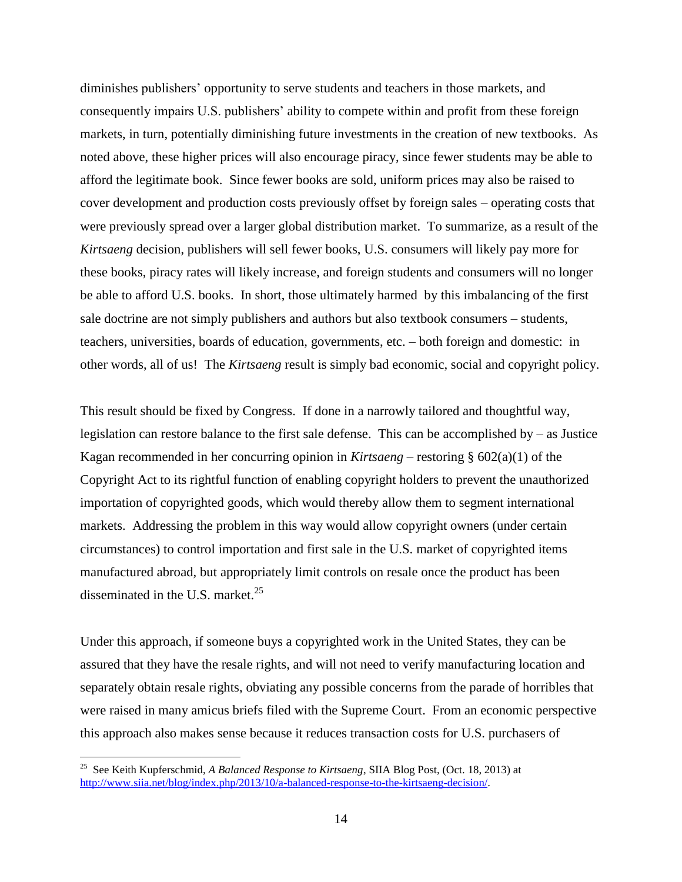diminishes publishers' opportunity to serve students and teachers in those markets, and consequently impairs U.S. publishers' ability to compete within and profit from these foreign markets, in turn, potentially diminishing future investments in the creation of new textbooks. As noted above, these higher prices will also encourage piracy, since fewer students may be able to afford the legitimate book. Since fewer books are sold, uniform prices may also be raised to cover development and production costs previously offset by foreign sales – operating costs that were previously spread over a larger global distribution market. To summarize, as a result of the *Kirtsaeng* decision, publishers will sell fewer books, U.S. consumers will likely pay more for these books, piracy rates will likely increase, and foreign students and consumers will no longer be able to afford U.S. books. In short, those ultimately harmed by this imbalancing of the first sale doctrine are not simply publishers and authors but also textbook consumers – students, teachers, universities, boards of education, governments, etc. – both foreign and domestic: in other words, all of us! The *Kirtsaeng* result is simply bad economic, social and copyright policy.

This result should be fixed by Congress. If done in a narrowly tailored and thoughtful way, legislation can restore balance to the first sale defense. This can be accomplished by – as Justice Kagan recommended in her concurring opinion in *Kirtsaeng* – restoring § 602(a)(1) of the Copyright Act to its rightful function of enabling copyright holders to prevent the unauthorized importation of copyrighted goods, which would thereby allow them to segment international markets. Addressing the problem in this way would allow copyright owners (under certain circumstances) to control importation and first sale in the U.S. market of copyrighted items manufactured abroad, but appropriately limit controls on resale once the product has been disseminated in the U.S. market.[25]

Under this approach, if someone buys a copyrighted work in the United States, they can be assured that they have the resale rights, and will not need to verify manufacturing location and separately obtain resale rights, obviating any possible concerns from the parade of horribles that were raised in many amicus briefs filed with the Supreme Court. From an economic perspective this approach also makes sense because it reduces transaction costs for U.S. purchasers of

[25] See Keith Kupferschmid, *A Balanced Response to Kirtsaeng*, SIIA Blog Post, (Oct. 18, 2013) at http://www.siia.net/blog/index.php/2013/10/a-balanced-response-to-the-kirtsaeng-decision/.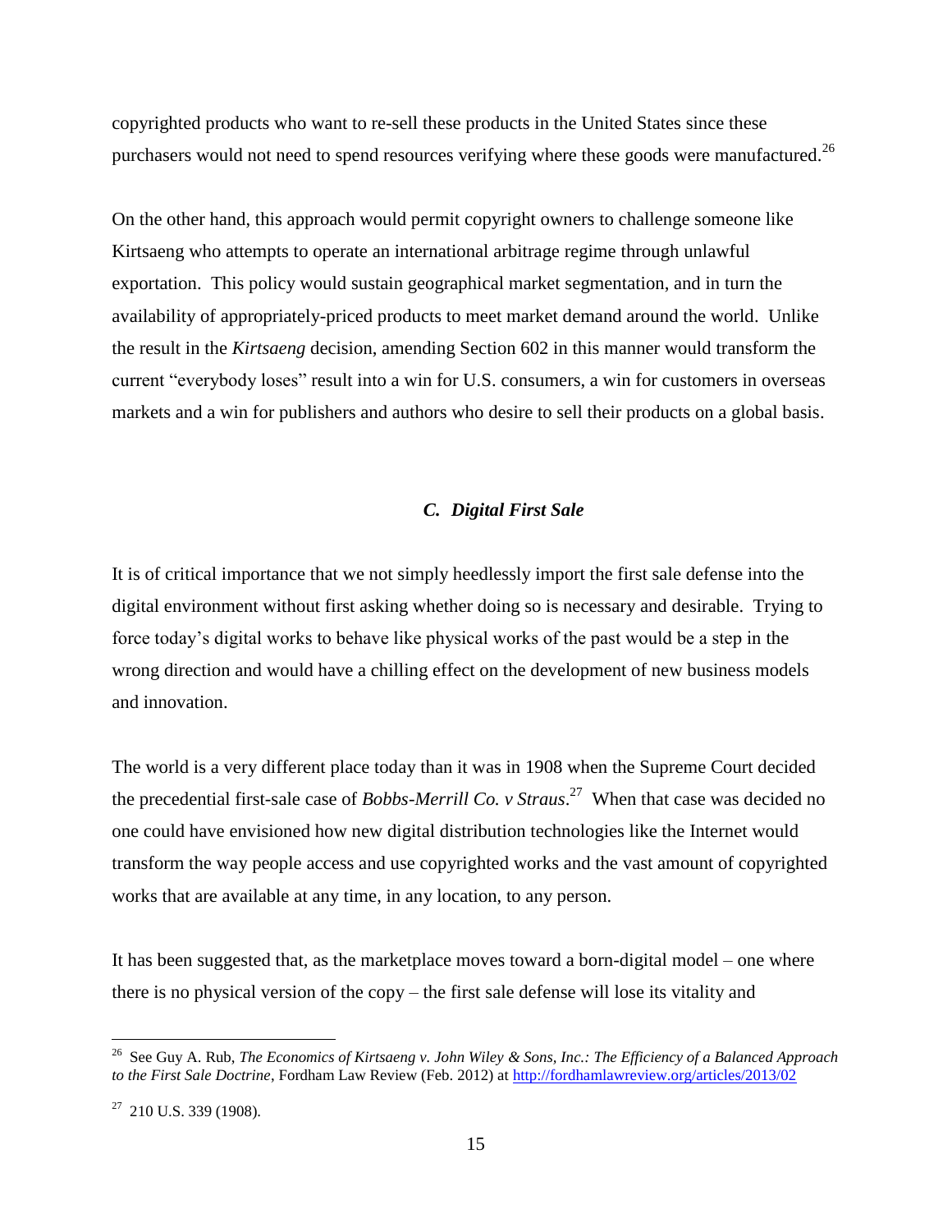copyrighted products who want to re-sell these products in the United States since these purchasers would not need to spend resources verifying where these goods were manufactured.[26]

On the other hand, this approach would permit copyright owners to challenge someone like Kirtsaeng who attempts to operate an international arbitrage regime through unlawful exportation. This policy would sustain geographical market segmentation, and in turn the availability of appropriately-priced products to meet market demand around the world. Unlike the result in the *Kirtsaeng* decision, amending Section 602 in this manner would transform the current "everybody loses" result into a win for U.S. consumers, a win for customers in overseas markets and a win for publishers and authors who desire to sell their products on a global basis.

### *C. Digital First Sale*

It is of critical importance that we not simply heedlessly import the first sale defense into the digital environment without first asking whether doing so is necessary and desirable. Trying to force today's digital works to behave like physical works of the past would be a step in the wrong direction and would have a chilling effect on the development of new business models and innovation.

The world is a very different place today than it was in 1908 when the Supreme Court decided the precedential first-sale case of *Bobbs-Merrill Co. v Straus*.[27] When that case was decided no one could have envisioned how new digital distribution technologies like the Internet would transform the way people access and use copyrighted works and the vast amount of copyrighted works that are available at any time, in any location, to any person.

It has been suggested that, as the marketplace moves toward a born-digital model – one where there is no physical version of the copy – the first sale defense will lose its vitality and

---

[26] See Guy A. Rub, *The Economics of Kirtsaeng v. John Wiley & Sons, Inc.: The Efficiency of a Balanced Approach to the First Sale Doctrine*, Fordham Law Review (Feb. 2012) at http://fordhamlawreview.org/articles/2013/02

[27] 210 U.S. 339 (1908).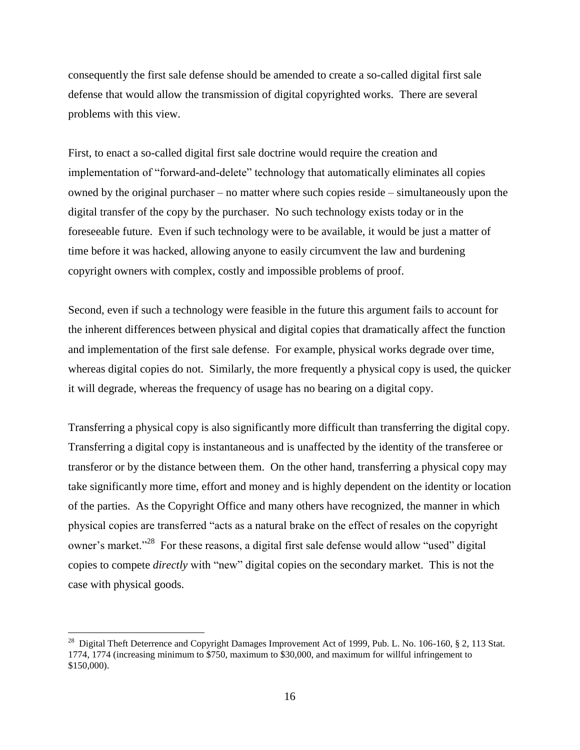consequently the first sale defense should be amended to create a so-called digital first sale defense that would allow the transmission of digital copyrighted works. There are several problems with this view.

First, to enact a so-called digital first sale doctrine would require the creation and implementation of "forward-and-delete" technology that automatically eliminates all copies owned by the original purchaser – no matter where such copies reside – simultaneously upon the digital transfer of the copy by the purchaser. No such technology exists today or in the foreseeable future. Even if such technology were to be available, it would be just a matter of time before it was hacked, allowing anyone to easily circumvent the law and burdening copyright owners with complex, costly and impossible problems of proof.

Second, even if such a technology were feasible in the future this argument fails to account for the inherent differences between physical and digital copies that dramatically affect the function and implementation of the first sale defense. For example, physical works degrade over time, whereas digital copies do not. Similarly, the more frequently a physical copy is used, the quicker it will degrade, whereas the frequency of usage has no bearing on a digital copy.

Transferring a physical copy is also significantly more difficult than transferring the digital copy. Transferring a digital copy is instantaneous and is unaffected by the identity of the transferee or transferor or by the distance between them. On the other hand, transferring a physical copy may take significantly more time, effort and money and is highly dependent on the identity or location of the parties. As the Copyright Office and many others have recognized, the manner in which physical copies are transferred "acts as a natural brake on the effect of resales on the copyright owner's market."[28] For these reasons, a digital first sale defense would allow "used" digital copies to compete *directly* with "new" digital copies on the secondary market. This is not the case with physical goods.

---

[28] Digital Theft Deterrence and Copyright Damages Improvement Act of 1999, Pub. L. No. 106-160, § 2, 113 Stat. 1774, 1774 (increasing minimum to $750, maximum to $30,000, and maximum for willful infringement to $150,000).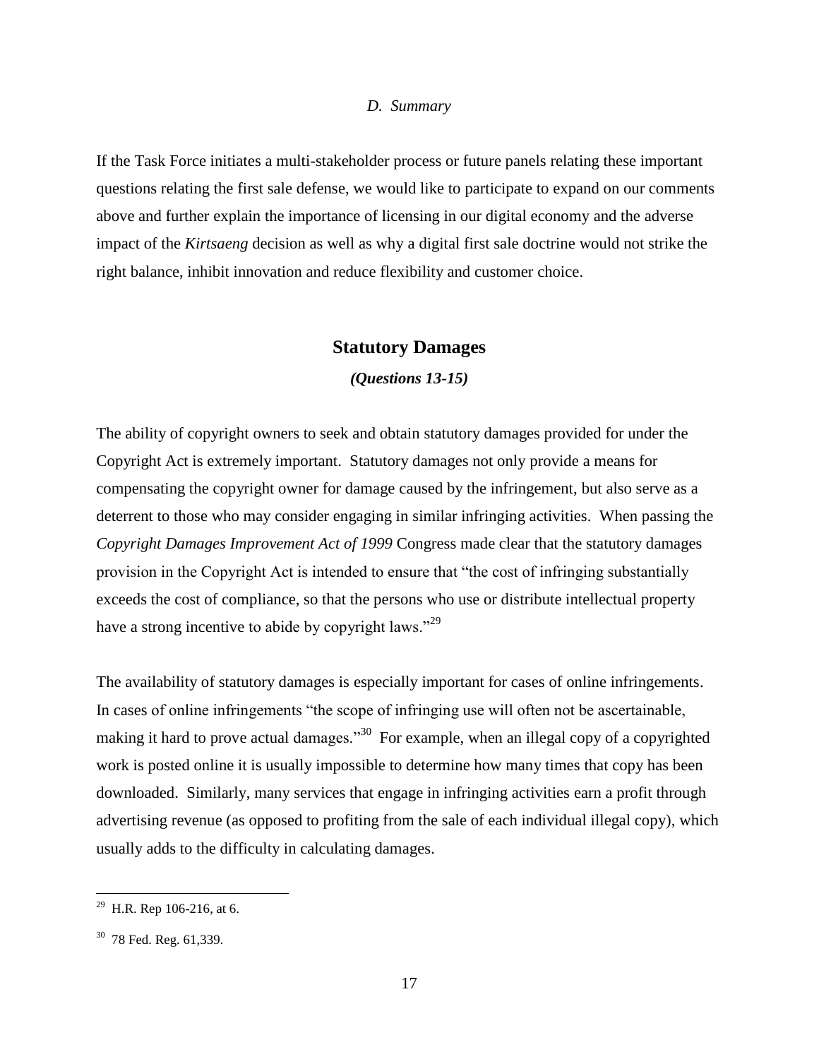### *D. Summary*

If the Task Force initiates a multi-stakeholder process or future panels relating these important questions relating the first sale defense, we would like to participate to expand on our comments above and further explain the importance of licensing in our digital economy and the adverse impact of the *Kirtsaeng* decision as well as why a digital first sale doctrine would not strike the right balance, inhibit innovation and reduce flexibility and customer choice.

## Statutory Damages

***(Questions 13-15)***

The ability of copyright owners to seek and obtain statutory damages provided for under the Copyright Act is extremely important. Statutory damages not only provide a means for compensating the copyright owner for damage caused by the infringement, but also serve as a deterrent to those who may consider engaging in similar infringing activities. When passing the *Copyright Damages Improvement Act of 1999* Congress made clear that the statutory damages provision in the Copyright Act is intended to ensure that "the cost of infringing substantially exceeds the cost of compliance, so that the persons who use or distribute intellectual property have a strong incentive to abide by copyright laws."[29]

The availability of statutory damages is especially important for cases of online infringements. In cases of online infringements "the scope of infringing use will often not be ascertainable, making it hard to prove actual damages."[30] For example, when an illegal copy of a copyrighted work is posted online it is usually impossible to determine how many times that copy has been downloaded. Similarly, many services that engage in infringing activities earn a profit through advertising revenue (as opposed to profiting from the sale of each individual illegal copy), which usually adds to the difficulty in calculating damages.

---

[29] H.R. Rep 106-216, at 6.

[30] 78 Fed. Reg. 61,339.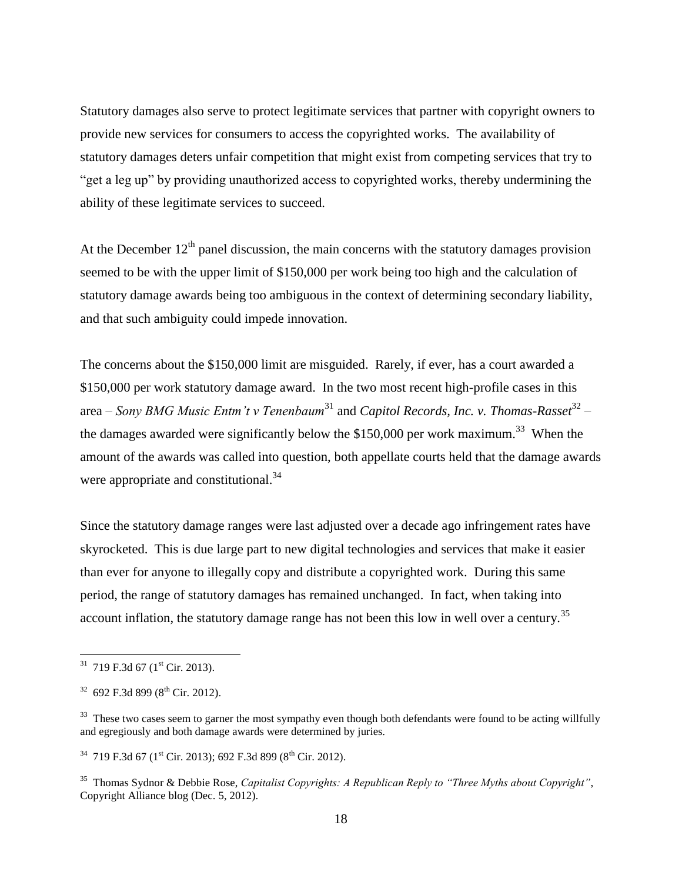Statutory damages also serve to protect legitimate services that partner with copyright owners to provide new services for consumers to access the copyrighted works. The availability of statutory damages deters unfair competition that might exist from competing services that try to "get a leg up" by providing unauthorized access to copyrighted works, thereby undermining the ability of these legitimate services to succeed.

At the December 12th panel discussion, the main concerns with the statutory damages provision seemed to be with the upper limit of $150,000 per work being too high and the calculation of statutory damage awards being too ambiguous in the context of determining secondary liability, and that such ambiguity could impede innovation.

The concerns about the $150,000 limit are misguided. Rarely, if ever, has a court awarded a $150,000 per work statutory damage award. In the two most recent high-profile cases in this area – *Sony BMG Music Entm't v Tenenbaum*[31] and *Capitol Records, Inc. v. Thomas-Rasset*[32] – the damages awarded were significantly below the $150,000 per work maximum.[33] When the amount of the awards was called into question, both appellate courts held that the damage awards were appropriate and constitutional.[34]

Since the statutory damage ranges were last adjusted over a decade ago infringement rates have skyrocketed. This is due large part to new digital technologies and services that make it easier than ever for anyone to illegally copy and distribute a copyrighted work. During this same period, the range of statutory damages has remained unchanged. In fact, when taking into account inflation, the statutory damage range has not been this low in well over a century.[35]

---

[31] 719 F.3d 67 (1st Cir. 2013).

[32] 692 F.3d 899 (8th Cir. 2012).

[33] These two cases seem to garner the most sympathy even though both defendants were found to be acting willfully and egregiously and both damage awards were determined by juries.

[34] 719 F.3d 67 (1st Cir. 2013); 692 F.3d 899 (8th Cir. 2012).

[35] Thomas Sydnor & Debbie Rose, *Capitalist Copyrights: A Republican Reply to "Three Myths about Copyright"*, Copyright Alliance blog (Dec. 5, 2012).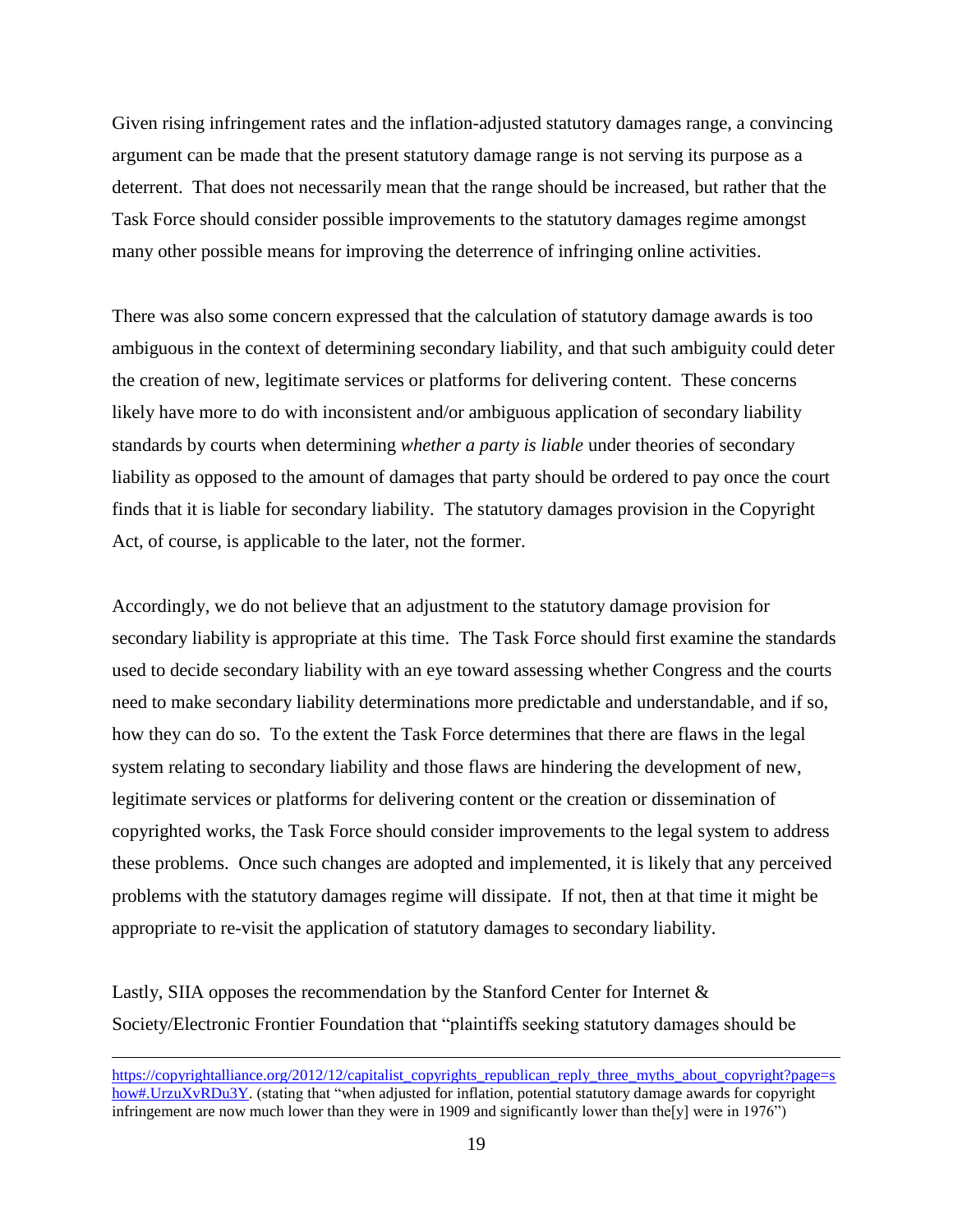Given rising infringement rates and the inflation-adjusted statutory damages range, a convincing argument can be made that the present statutory damage range is not serving its purpose as a deterrent. That does not necessarily mean that the range should be increased, but rather that the Task Force should consider possible improvements to the statutory damages regime amongst many other possible means for improving the deterrence of infringing online activities.

There was also some concern expressed that the calculation of statutory damage awards is too ambiguous in the context of determining secondary liability, and that such ambiguity could deter the creation of new, legitimate services or platforms for delivering content. These concerns likely have more to do with inconsistent and/or ambiguous application of secondary liability standards by courts when determining *whether a party is liable* under theories of secondary liability as opposed to the amount of damages that party should be ordered to pay once the court finds that it is liable for secondary liability. The statutory damages provision in the Copyright Act, of course, is applicable to the later, not the former.

Accordingly, we do not believe that an adjustment to the statutory damage provision for secondary liability is appropriate at this time. The Task Force should first examine the standards used to decide secondary liability with an eye toward assessing whether Congress and the courts need to make secondary liability determinations more predictable and understandable, and if so, how they can do so. To the extent the Task Force determines that there are flaws in the legal system relating to secondary liability and those flaws are hindering the development of new, legitimate services or platforms for delivering content or the creation or dissemination of copyrighted works, the Task Force should consider improvements to the legal system to address these problems. Once such changes are adopted and implemented, it is likely that any perceived problems with the statutory damages regime will dissipate. If not, then at that time it might be appropriate to re-visit the application of statutory damages to secondary liability.

Lastly, SIIA opposes the recommendation by the Stanford Center for Internet & Society/Electronic Frontier Foundation that "plaintiffs seeking statutory damages should be

---

https://copyrightalliance.org/2012/12/capitalist_copyrights_republican_reply_three_myths_about_copyright?page=show#.UrzuXvRDu3Y. (stating that "when adjusted for inflation, potential statutory damage awards for copyright infringement are now much lower than they were in 1909 and significantly lower than the[y] were in 1976")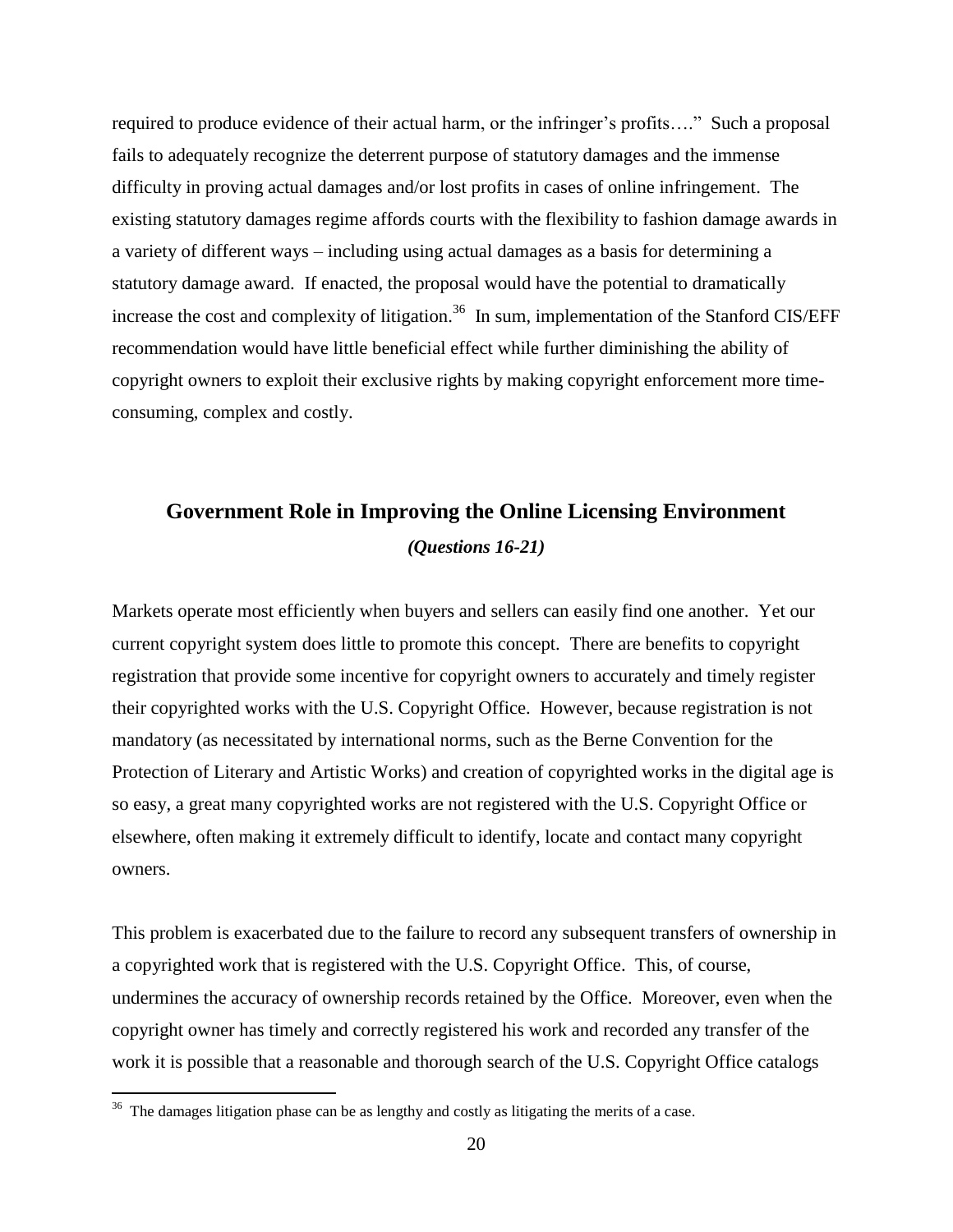required to produce evidence of their actual harm, or the infringer's profits…." Such a proposal fails to adequately recognize the deterrent purpose of statutory damages and the immense difficulty in proving actual damages and/or lost profits in cases of online infringement. The existing statutory damages regime affords courts with the flexibility to fashion damage awards in a variety of different ways – including using actual damages as a basis for determining a statutory damage award. If enacted, the proposal would have the potential to dramatically increase the cost and complexity of litigation.[36] In sum, implementation of the Stanford CIS/EFF recommendation would have little beneficial effect while further diminishing the ability of copyright owners to exploit their exclusive rights by making copyright enforcement more time-consuming, complex and costly.

## Government Role in Improving the Online Licensing Environment

***(Questions 16-21)***

Markets operate most efficiently when buyers and sellers can easily find one another. Yet our current copyright system does little to promote this concept. There are benefits to copyright registration that provide some incentive for copyright owners to accurately and timely register their copyrighted works with the U.S. Copyright Office. However, because registration is not mandatory (as necessitated by international norms, such as the Berne Convention for the Protection of Literary and Artistic Works) and creation of copyrighted works in the digital age is so easy, a great many copyrighted works are not registered with the U.S. Copyright Office or elsewhere, often making it extremely difficult to identify, locate and contact many copyright owners.

This problem is exacerbated due to the failure to record any subsequent transfers of ownership in a copyrighted work that is registered with the U.S. Copyright Office. This, of course, undermines the accuracy of ownership records retained by the Office. Moreover, even when the copyright owner has timely and correctly registered his work and recorded any transfer of the work it is possible that a reasonable and thorough search of the U.S. Copyright Office catalogs

[36] The damages litigation phase can be as lengthy and costly as litigating the merits of a case.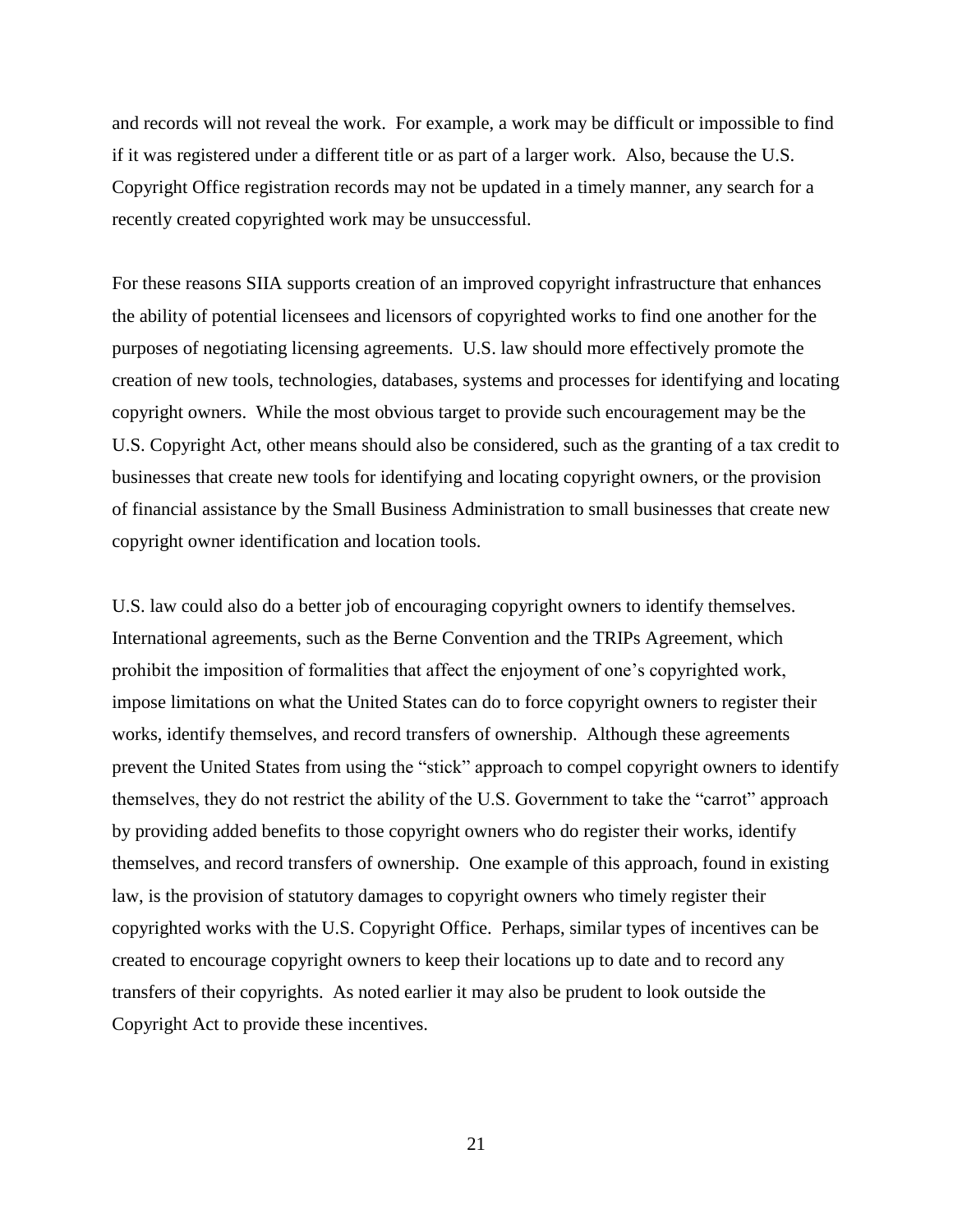and records will not reveal the work. For example, a work may be difficult or impossible to find if it was registered under a different title or as part of a larger work. Also, because the U.S. Copyright Office registration records may not be updated in a timely manner, any search for a recently created copyrighted work may be unsuccessful.

For these reasons SIIA supports creation of an improved copyright infrastructure that enhances the ability of potential licensees and licensors of copyrighted works to find one another for the purposes of negotiating licensing agreements. U.S. law should more effectively promote the creation of new tools, technologies, databases, systems and processes for identifying and locating copyright owners. While the most obvious target to provide such encouragement may be the U.S. Copyright Act, other means should also be considered, such as the granting of a tax credit to businesses that create new tools for identifying and locating copyright owners, or the provision of financial assistance by the Small Business Administration to small businesses that create new copyright owner identification and location tools.

U.S. law could also do a better job of encouraging copyright owners to identify themselves. International agreements, such as the Berne Convention and the TRIPs Agreement, which prohibit the imposition of formalities that affect the enjoyment of one's copyrighted work, impose limitations on what the United States can do to force copyright owners to register their works, identify themselves, and record transfers of ownership. Although these agreements prevent the United States from using the "stick" approach to compel copyright owners to identify themselves, they do not restrict the ability of the U.S. Government to take the "carrot" approach by providing added benefits to those copyright owners who do register their works, identify themselves, and record transfers of ownership. One example of this approach, found in existing law, is the provision of statutory damages to copyright owners who timely register their copyrighted works with the U.S. Copyright Office. Perhaps, similar types of incentives can be created to encourage copyright owners to keep their locations up to date and to record any transfers of their copyrights. As noted earlier it may also be prudent to look outside the Copyright Act to provide these incentives.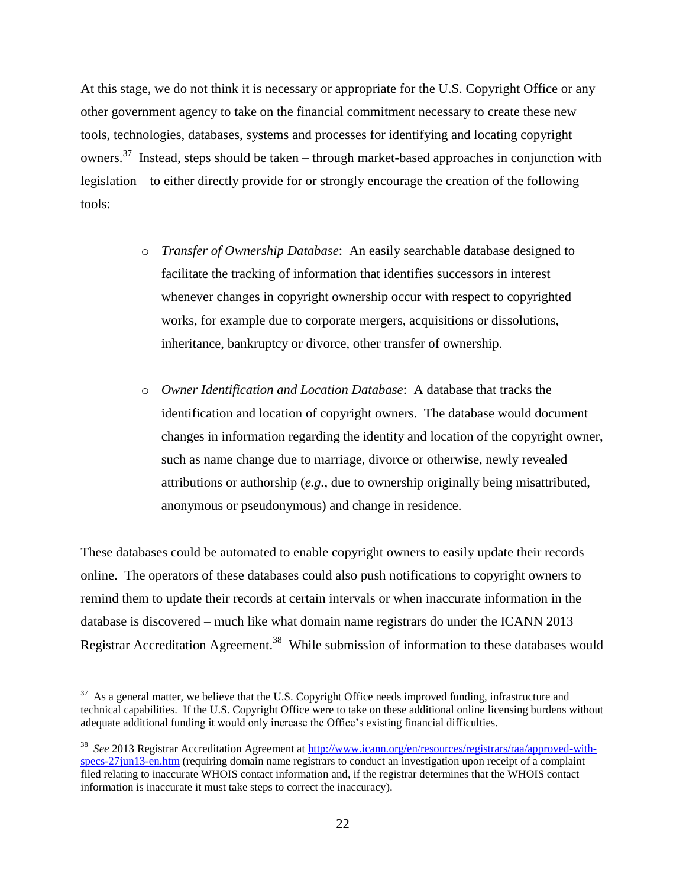At this stage, we do not think it is necessary or appropriate for the U.S. Copyright Office or any other government agency to take on the financial commitment necessary to create these new tools, technologies, databases, systems and processes for identifying and locating copyright owners.[37] Instead, steps should be taken – through market-based approaches in conjunction with legislation – to either directly provide for or strongly encourage the creation of the following tools:

- *Transfer of Ownership Database*: An easily searchable database designed to facilitate the tracking of information that identifies successors in interest whenever changes in copyright ownership occur with respect to copyrighted works, for example due to corporate mergers, acquisitions or dissolutions, inheritance, bankruptcy or divorce, other transfer of ownership.

- *Owner Identification and Location Database*: A database that tracks the identification and location of copyright owners. The database would document changes in information regarding the identity and location of the copyright owner, such as name change due to marriage, divorce or otherwise, newly revealed attributions or authorship (*e.g.*, due to ownership originally being misattributed, anonymous or pseudonymous) and change in residence.

These databases could be automated to enable copyright owners to easily update their records online. The operators of these databases could also push notifications to copyright owners to remind them to update their records at certain intervals or when inaccurate information in the database is discovered – much like what domain name registrars do under the ICANN 2013 Registrar Accreditation Agreement.[38] While submission of information to these databases would

---

[37] As a general matter, we believe that the U.S. Copyright Office needs improved funding, infrastructure and technical capabilities. If the U.S. Copyright Office were to take on these additional online licensing burdens without adequate additional funding it would only increase the Office's existing financial difficulties.

[38] *See* 2013 Registrar Accreditation Agreement at http://www.icann.org/en/resources/registrars/raa/approved-with-specs-27jun13-en.htm (requiring domain name registrars to conduct an investigation upon receipt of a complaint filed relating to inaccurate WHOIS contact information and, if the registrar determines that the WHOIS contact information is inaccurate it must take steps to correct the inaccuracy).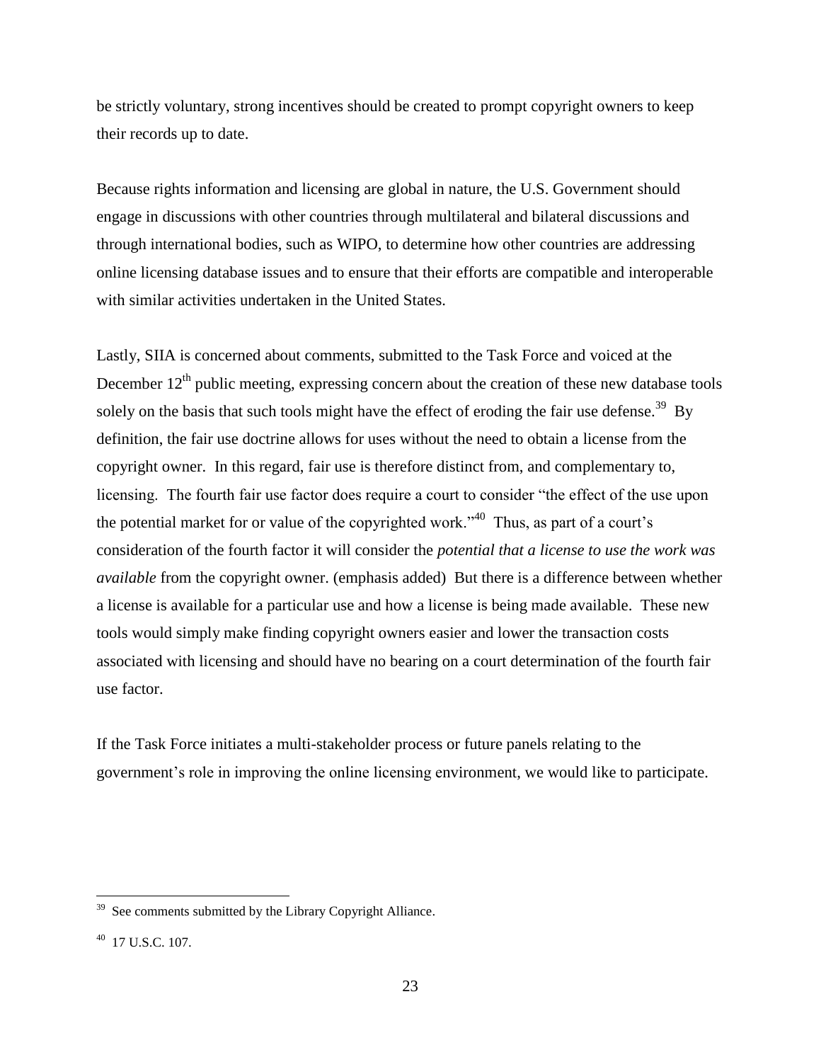be strictly voluntary, strong incentives should be created to prompt copyright owners to keep their records up to date.

Because rights information and licensing are global in nature, the U.S. Government should engage in discussions with other countries through multilateral and bilateral discussions and through international bodies, such as WIPO, to determine how other countries are addressing online licensing database issues and to ensure that their efforts are compatible and interoperable with similar activities undertaken in the United States.

Lastly, SIIA is concerned about comments, submitted to the Task Force and voiced at the December 12th public meeting, expressing concern about the creation of these new database tools solely on the basis that such tools might have the effect of eroding the fair use defense.[39] By definition, the fair use doctrine allows for uses without the need to obtain a license from the copyright owner. In this regard, fair use is therefore distinct from, and complementary to, licensing. The fourth fair use factor does require a court to consider "the effect of the use upon the potential market for or value of the copyrighted work."[40] Thus, as part of a court's consideration of the fourth factor it will consider the *potential that a license to use the work was available* from the copyright owner. (emphasis added) But there is a difference between whether a license is available for a particular use and how a license is being made available. These new tools would simply make finding copyright owners easier and lower the transaction costs associated with licensing and should have no bearing on a court determination of the fourth fair use factor.

If the Task Force initiates a multi-stakeholder process or future panels relating to the government's role in improving the online licensing environment, we would like to participate.

---

[39] See comments submitted by the Library Copyright Alliance.

[40] 17 U.S.C. 107.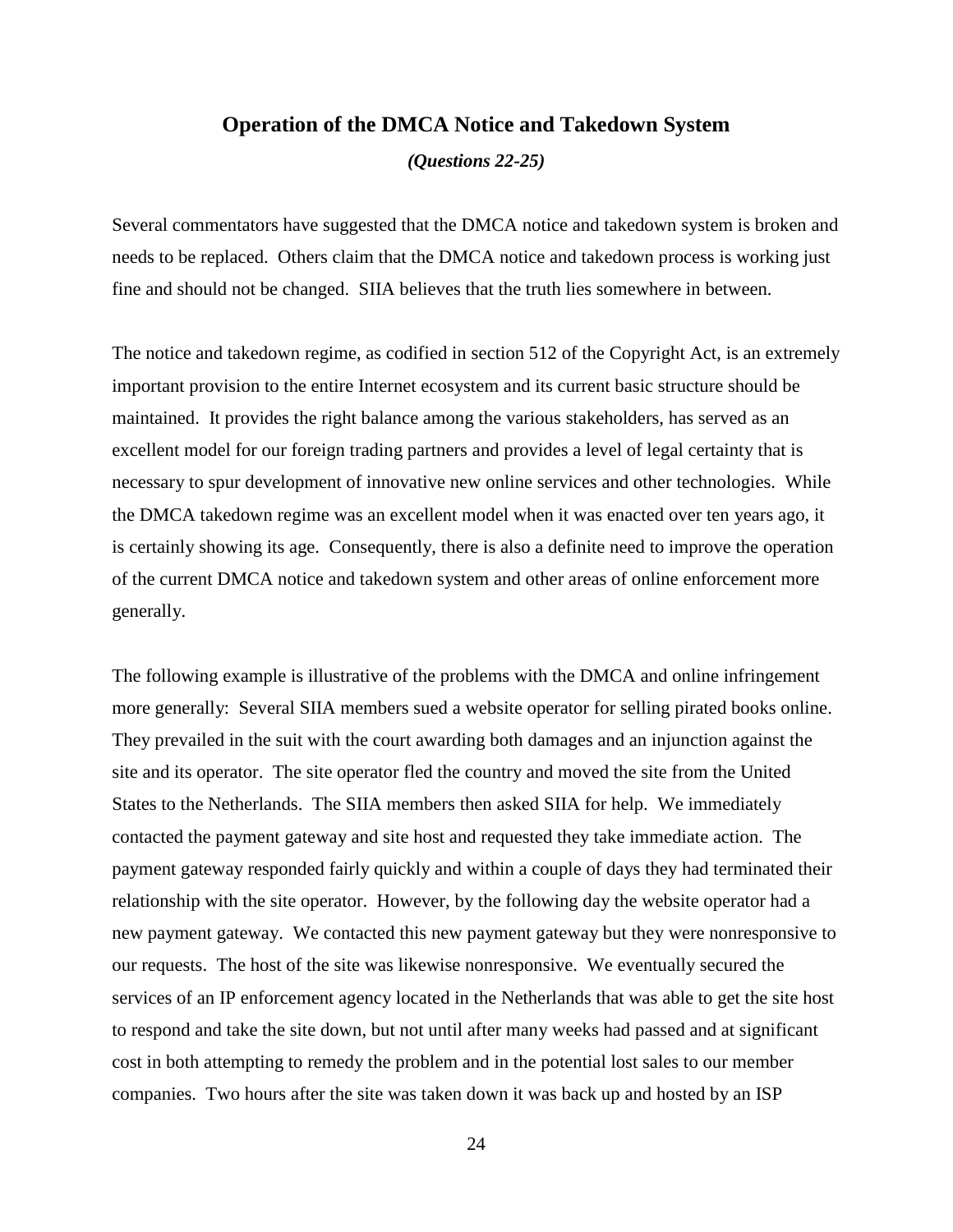## Operation of the DMCA Notice and Takedown System

***(Questions 22-25)***

Several commentators have suggested that the DMCA notice and takedown system is broken and needs to be replaced. Others claim that the DMCA notice and takedown process is working just fine and should not be changed. SIIA believes that the truth lies somewhere in between.

The notice and takedown regime, as codified in section 512 of the Copyright Act, is an extremely important provision to the entire Internet ecosystem and its current basic structure should be maintained. It provides the right balance among the various stakeholders, has served as an excellent model for our foreign trading partners and provides a level of legal certainty that is necessary to spur development of innovative new online services and other technologies. While the DMCA takedown regime was an excellent model when it was enacted over ten years ago, it is certainly showing its age. Consequently, there is also a definite need to improve the operation of the current DMCA notice and takedown system and other areas of online enforcement more generally.

The following example is illustrative of the problems with the DMCA and online infringement more generally: Several SIIA members sued a website operator for selling pirated books online. They prevailed in the suit with the court awarding both damages and an injunction against the site and its operator. The site operator fled the country and moved the site from the United States to the Netherlands. The SIIA members then asked SIIA for help. We immediately contacted the payment gateway and site host and requested they take immediate action. The payment gateway responded fairly quickly and within a couple of days they had terminated their relationship with the site operator. However, by the following day the website operator had a new payment gateway. We contacted this new payment gateway but they were nonresponsive to our requests. The host of the site was likewise nonresponsive. We eventually secured the services of an IP enforcement agency located in the Netherlands that was able to get the site host to respond and take the site down, but not until after many weeks had passed and at significant cost in both attempting to remedy the problem and in the potential lost sales to our member companies. Two hours after the site was taken down it was back up and hosted by an ISP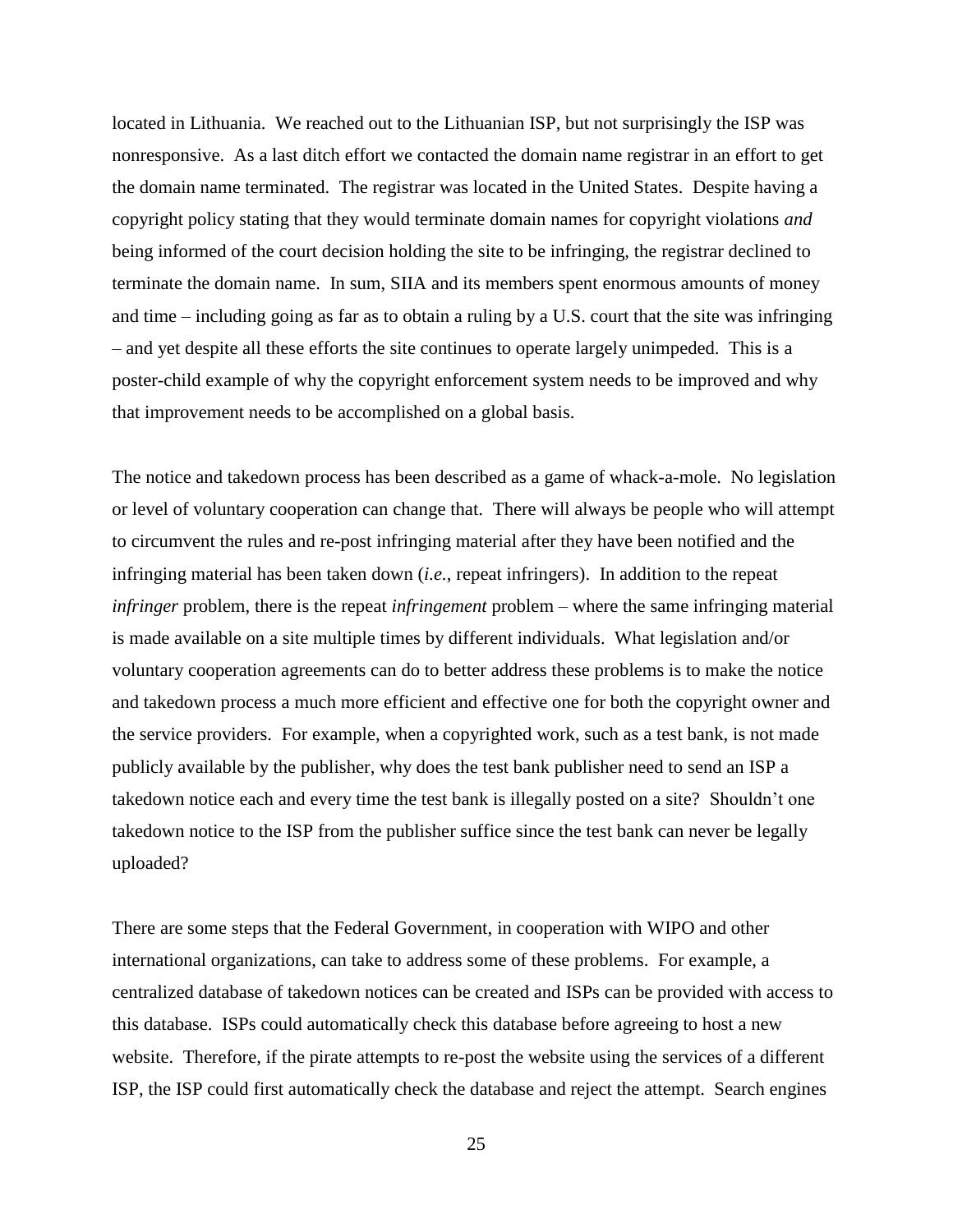located in Lithuania. We reached out to the Lithuanian ISP, but not surprisingly the ISP was nonresponsive. As a last ditch effort we contacted the domain name registrar in an effort to get the domain name terminated. The registrar was located in the United States. Despite having a copyright policy stating that they would terminate domain names for copyright violations *and* being informed of the court decision holding the site to be infringing, the registrar declined to terminate the domain name. In sum, SIIA and its members spent enormous amounts of money and time – including going as far as to obtain a ruling by a U.S. court that the site was infringing – and yet despite all these efforts the site continues to operate largely unimpeded. This is a poster-child example of why the copyright enforcement system needs to be improved and why that improvement needs to be accomplished on a global basis.

The notice and takedown process has been described as a game of whack-a-mole. No legislation or level of voluntary cooperation can change that. There will always be people who will attempt to circumvent the rules and re-post infringing material after they have been notified and the infringing material has been taken down (*i.e.*, repeat infringers). In addition to the repeat *infringer* problem, there is the repeat *infringement* problem – where the same infringing material is made available on a site multiple times by different individuals. What legislation and/or voluntary cooperation agreements can do to better address these problems is to make the notice and takedown process a much more efficient and effective one for both the copyright owner and the service providers. For example, when a copyrighted work, such as a test bank, is not made publicly available by the publisher, why does the test bank publisher need to send an ISP a takedown notice each and every time the test bank is illegally posted on a site? Shouldn't one takedown notice to the ISP from the publisher suffice since the test bank can never be legally uploaded?

There are some steps that the Federal Government, in cooperation with WIPO and other international organizations, can take to address some of these problems. For example, a centralized database of takedown notices can be created and ISPs can be provided with access to this database. ISPs could automatically check this database before agreeing to host a new website. Therefore, if the pirate attempts to re-post the website using the services of a different ISP, the ISP could first automatically check the database and reject the attempt. Search engines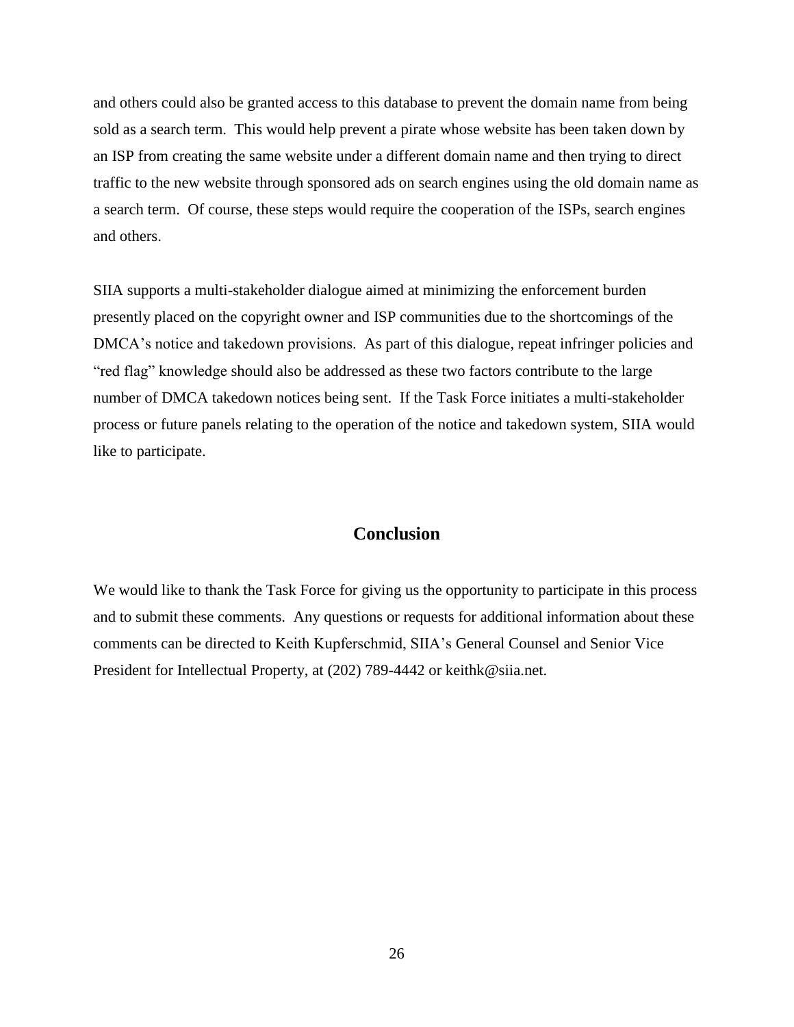and others could also be granted access to this database to prevent the domain name from being sold as a search term. This would help prevent a pirate whose website has been taken down by an ISP from creating the same website under a different domain name and then trying to direct traffic to the new website through sponsored ads on search engines using the old domain name as a search term. Of course, these steps would require the cooperation of the ISPs, search engines and others.

SIIA supports a multi-stakeholder dialogue aimed at minimizing the enforcement burden presently placed on the copyright owner and ISP communities due to the shortcomings of the DMCA's notice and takedown provisions. As part of this dialogue, repeat infringer policies and "red flag" knowledge should also be addressed as these two factors contribute to the large number of DMCA takedown notices being sent. If the Task Force initiates a multi-stakeholder process or future panels relating to the operation of the notice and takedown system, SIIA would like to participate.

## Conclusion

We would like to thank the Task Force for giving us the opportunity to participate in this process and to submit these comments. Any questions or requests for additional information about these comments can be directed to Keith Kupferschmid, SIIA's General Counsel and Senior Vice President for Intellectual Property, at (202) 789-4442 or keithk@siia.net.